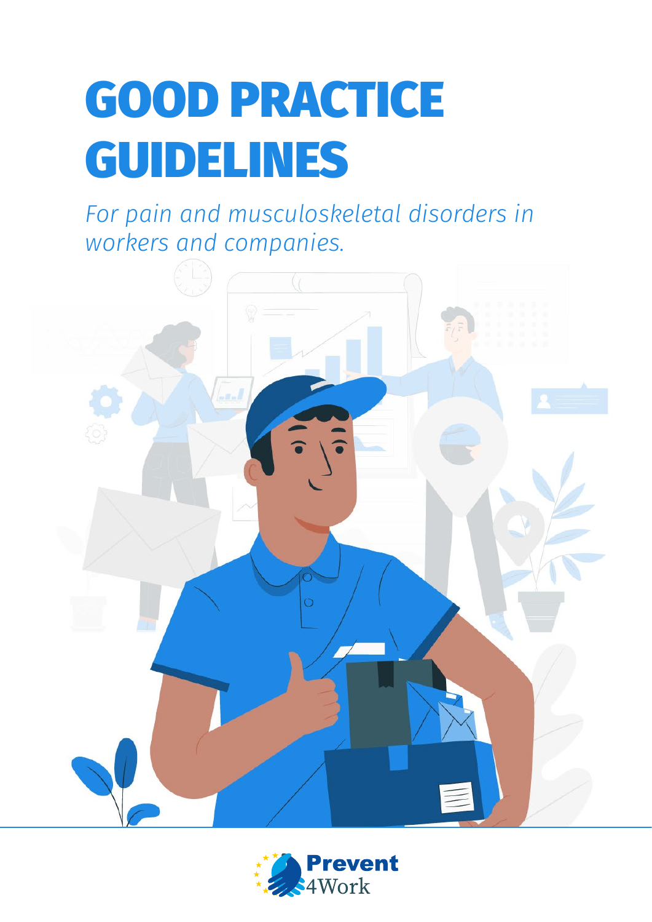# GOOD PRACTICE GUIDELINES

*For pain and musculoskeletal disorders in workers and companies.*

Prevent 4Work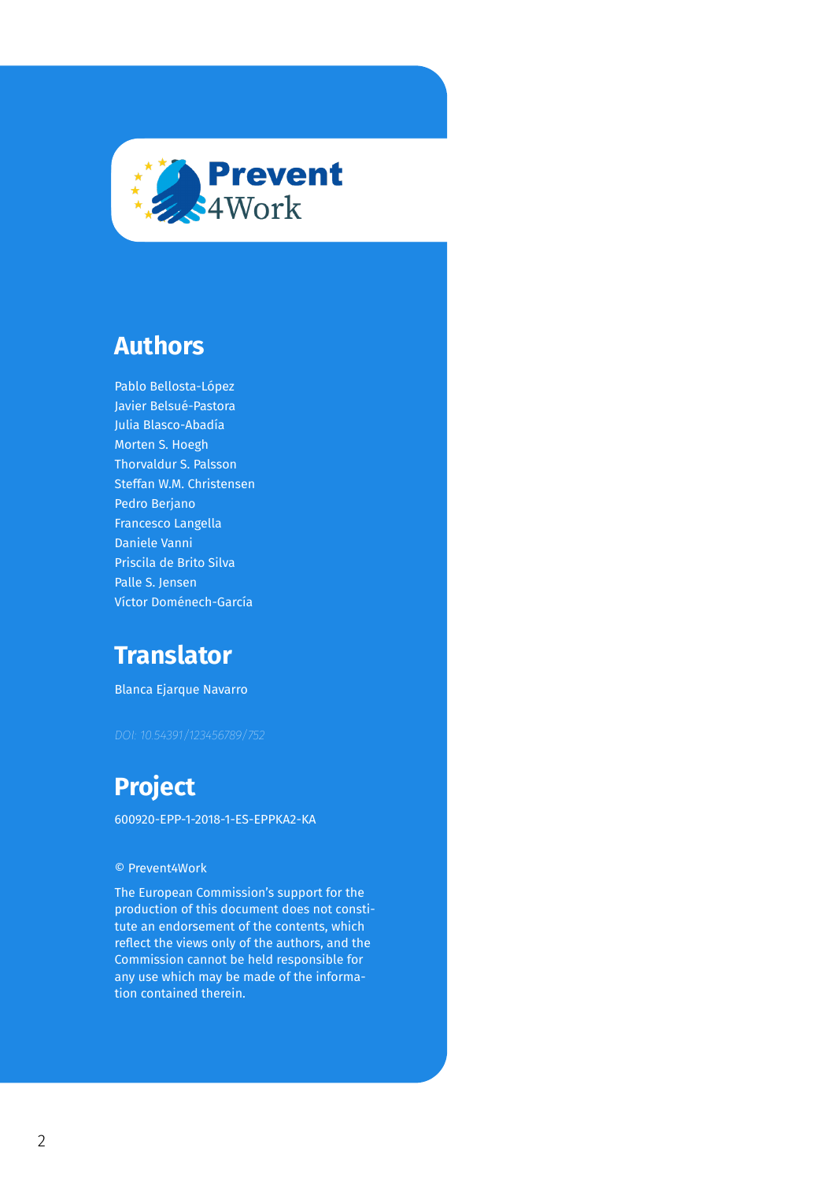Prevent 4Work

## Authors

Pablo Bellosta-López
Javier Belsué-Pastora
Julia Blasco-Abadía
Morten S. Hoegh
Thorvaldur S. Palsson
Steffan W.M. Christensen
Pedro Berjano
Francesco Langella
Daniele Vanni
Priscila de Brito Silva
Palle S. Jensen
Víctor Doménech-García

## Translator

Blanca Ejarque Navarro

*DOI: 10.54391/123456789/752*

## Project

600920-EPP-1-2018-1-ES-EPPKA2-KA

© Prevent4Work

The European Commission's support for the production of this document does not constitute an endorsement of the contents, which reflect the views only of the authors, and the Commission cannot be held responsible for any use which may be made of the information contained therein.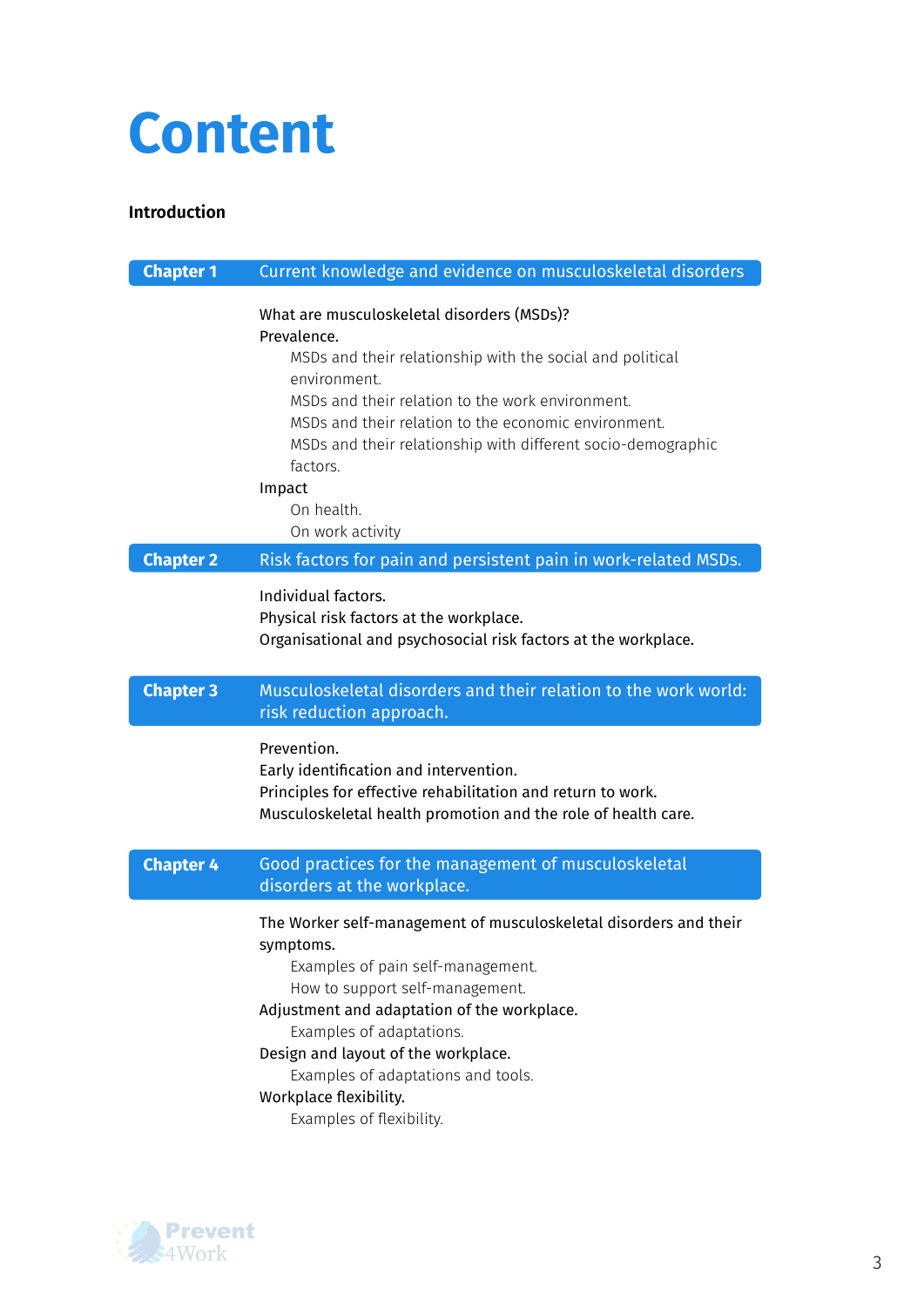# Content

**Introduction**

## Chapter 1 — Current knowledge and evidence on musculoskeletal disorders

- What are musculoskeletal disorders (MSDs)?
- Prevalence.
  - MSDs and their relationship with the social and political environment.
  - MSDs and their relation to the work environment.
  - MSDs and their relation to the economic environment.
  - MSDs and their relationship with different socio-demographic factors.
- Impact
  - On health.
  - On work activity

## Chapter 2 — Risk factors for pain and persistent pain in work-related MSDs.

- Individual factors.
- Physical risk factors at the workplace.
- Organisational and psychosocial risk factors at the workplace.

## Chapter 3 — Musculoskeletal disorders and their relation to the work world: risk reduction approach.

- Prevention.
- Early identification and intervention.
- Principles for effective rehabilitation and return to work.
- Musculoskeletal health promotion and the role of health care.

## Chapter 4 — Good practices for the management of musculoskeletal disorders at the workplace.

- The Worker self-management of musculoskeletal disorders and their symptoms.
  - Examples of pain self-management.
  - How to support self-management.
- Adjustment and adaptation of the workplace.
  - Examples of adaptations.
- Design and layout of the workplace.
  - Examples of adaptations and tools.
- Workplace flexibility.
  - Examples of flexibility.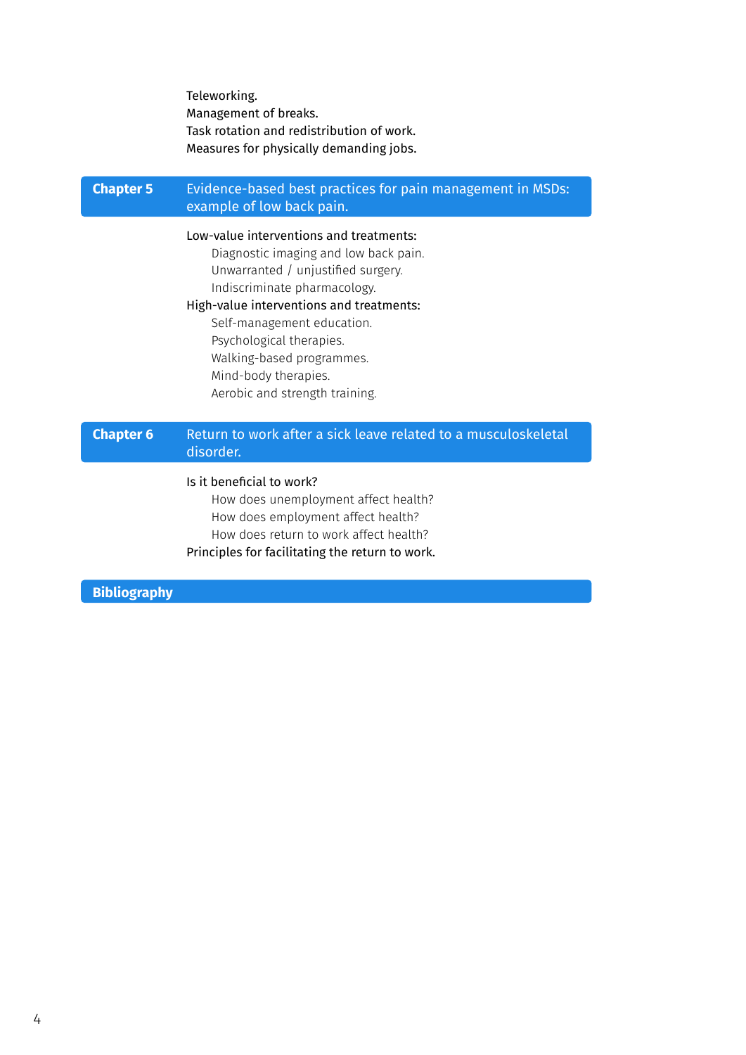- Teleworking.
- Management of breaks.
- Task rotation and redistribution of work.
- Measures for physically demanding jobs.

## Chapter 5 Evidence-based best practices for pain management in MSDs: example of low back pain.

- Low-value interventions and treatments:
  - Diagnostic imaging and low back pain.
  - Unwarranted / unjustified surgery.
  - Indiscriminate pharmacology.
- High-value interventions and treatments:
  - Self-management education.
  - Psychological therapies.
  - Walking-based programmes.
  - Mind-body therapies.
  - Aerobic and strength training.

## Chapter 6 Return to work after a sick leave related to a musculoskeletal disorder.

- Is it beneficial to work?
  - How does unemployment affect health?
  - How does employment affect health?
  - How does return to work affect health?
- Principles for facilitating the return to work.

## Bibliography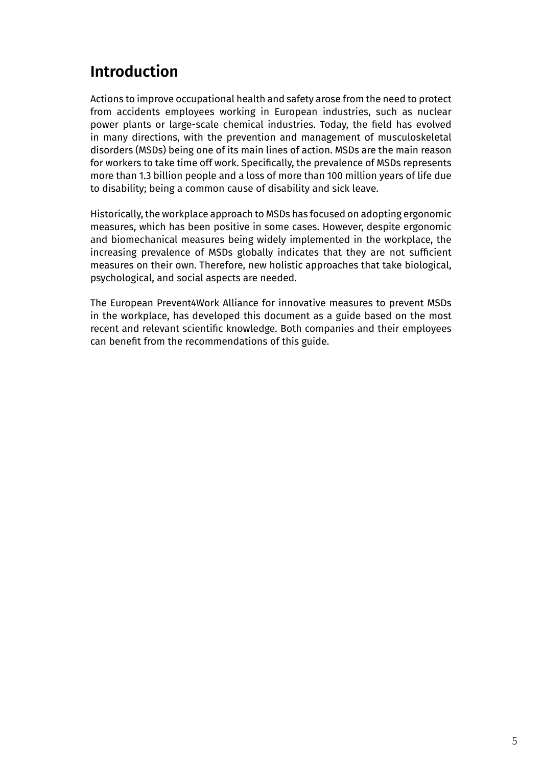## Introduction

Actions to improve occupational health and safety arose from the need to protect from accidents employees working in European industries, such as nuclear power plants or large-scale chemical industries. Today, the field has evolved in many directions, with the prevention and management of musculoskeletal disorders (MSDs) being one of its main lines of action. MSDs are the main reason for workers to take time off work. Specifically, the prevalence of MSDs represents more than 1.3 billion people and a loss of more than 100 million years of life due to disability; being a common cause of disability and sick leave.

Historically, the workplace approach to MSDs has focused on adopting ergonomic measures, which has been positive in some cases. However, despite ergonomic and biomechanical measures being widely implemented in the workplace, the increasing prevalence of MSDs globally indicates that they are not sufficient measures on their own. Therefore, new holistic approaches that take biological, psychological, and social aspects are needed.

The European Prevent4Work Alliance for innovative measures to prevent MSDs in the workplace, has developed this document as a guide based on the most recent and relevant scientific knowledge. Both companies and their employees can benefit from the recommendations of this guide.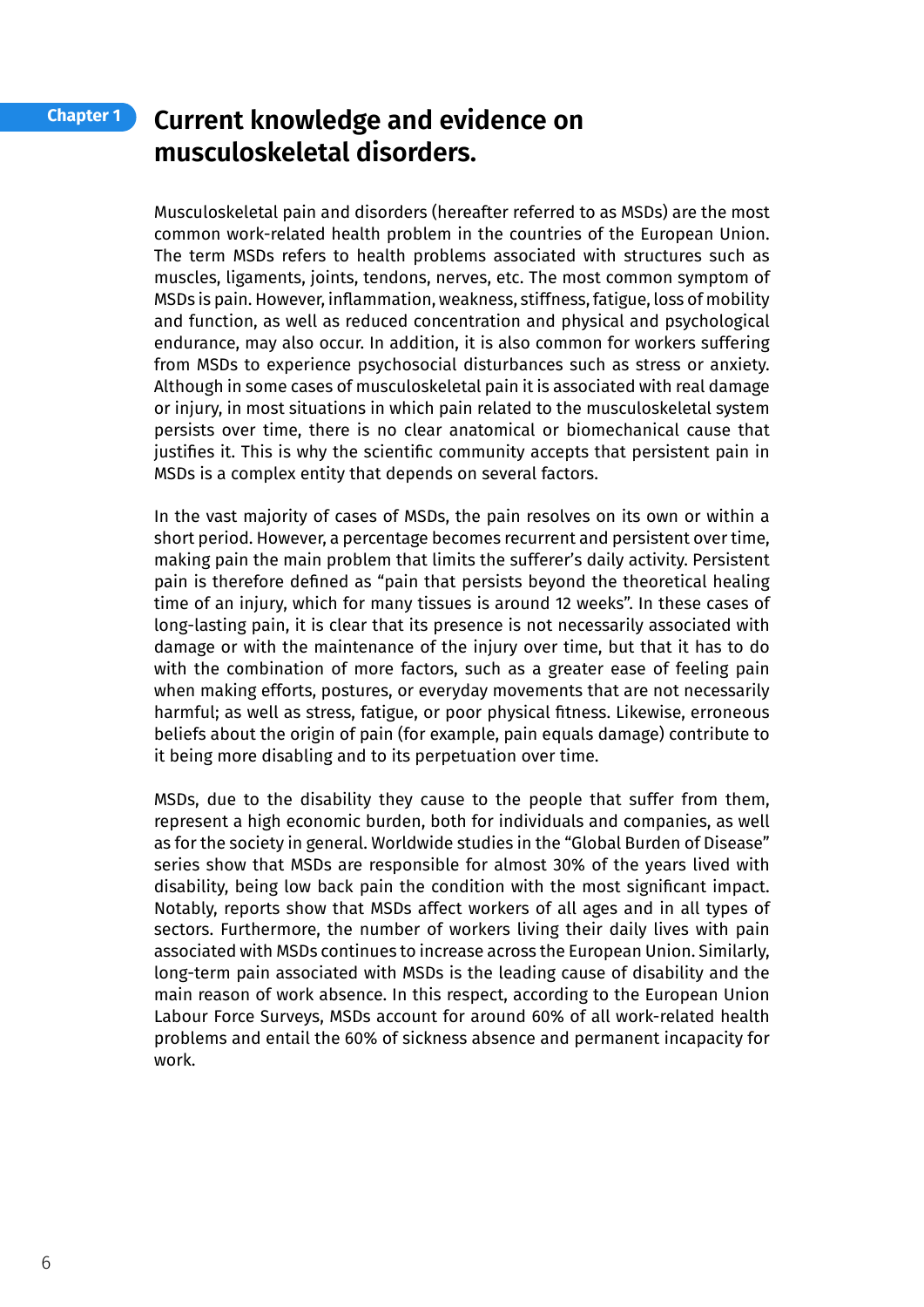Chapter 1

# Current knowledge and evidence on musculoskeletal disorders.

Musculoskeletal pain and disorders (hereafter referred to as MSDs) are the most common work-related health problem in the countries of the European Union. The term MSDs refers to health problems associated with structures such as muscles, ligaments, joints, tendons, nerves, etc. The most common symptom of MSDs is pain. However, inflammation, weakness, stiffness, fatigue, loss of mobility and function, as well as reduced concentration and physical and psychological endurance, may also occur. In addition, it is also common for workers suffering from MSDs to experience psychosocial disturbances such as stress or anxiety. Although in some cases of musculoskeletal pain it is associated with real damage or injury, in most situations in which pain related to the musculoskeletal system persists over time, there is no clear anatomical or biomechanical cause that justifies it. This is why the scientific community accepts that persistent pain in MSDs is a complex entity that depends on several factors.

In the vast majority of cases of MSDs, the pain resolves on its own or within a short period. However, a percentage becomes recurrent and persistent over time, making pain the main problem that limits the sufferer's daily activity. Persistent pain is therefore defined as "pain that persists beyond the theoretical healing time of an injury, which for many tissues is around 12 weeks". In these cases of long-lasting pain, it is clear that its presence is not necessarily associated with damage or with the maintenance of the injury over time, but that it has to do with the combination of more factors, such as a greater ease of feeling pain when making efforts, postures, or everyday movements that are not necessarily harmful; as well as stress, fatigue, or poor physical fitness. Likewise, erroneous beliefs about the origin of pain (for example, pain equals damage) contribute to it being more disabling and to its perpetuation over time.

MSDs, due to the disability they cause to the people that suffer from them, represent a high economic burden, both for individuals and companies, as well as for the society in general. Worldwide studies in the "Global Burden of Disease" series show that MSDs are responsible for almost 30% of the years lived with disability, being low back pain the condition with the most significant impact. Notably, reports show that MSDs affect workers of all ages and in all types of sectors. Furthermore, the number of workers living their daily lives with pain associated with MSDs continues to increase across the European Union. Similarly, long-term pain associated with MSDs is the leading cause of disability and the main reason of work absence. In this respect, according to the European Union Labour Force Surveys, MSDs account for around 60% of all work-related health problems and entail the 60% of sickness absence and permanent incapacity for work.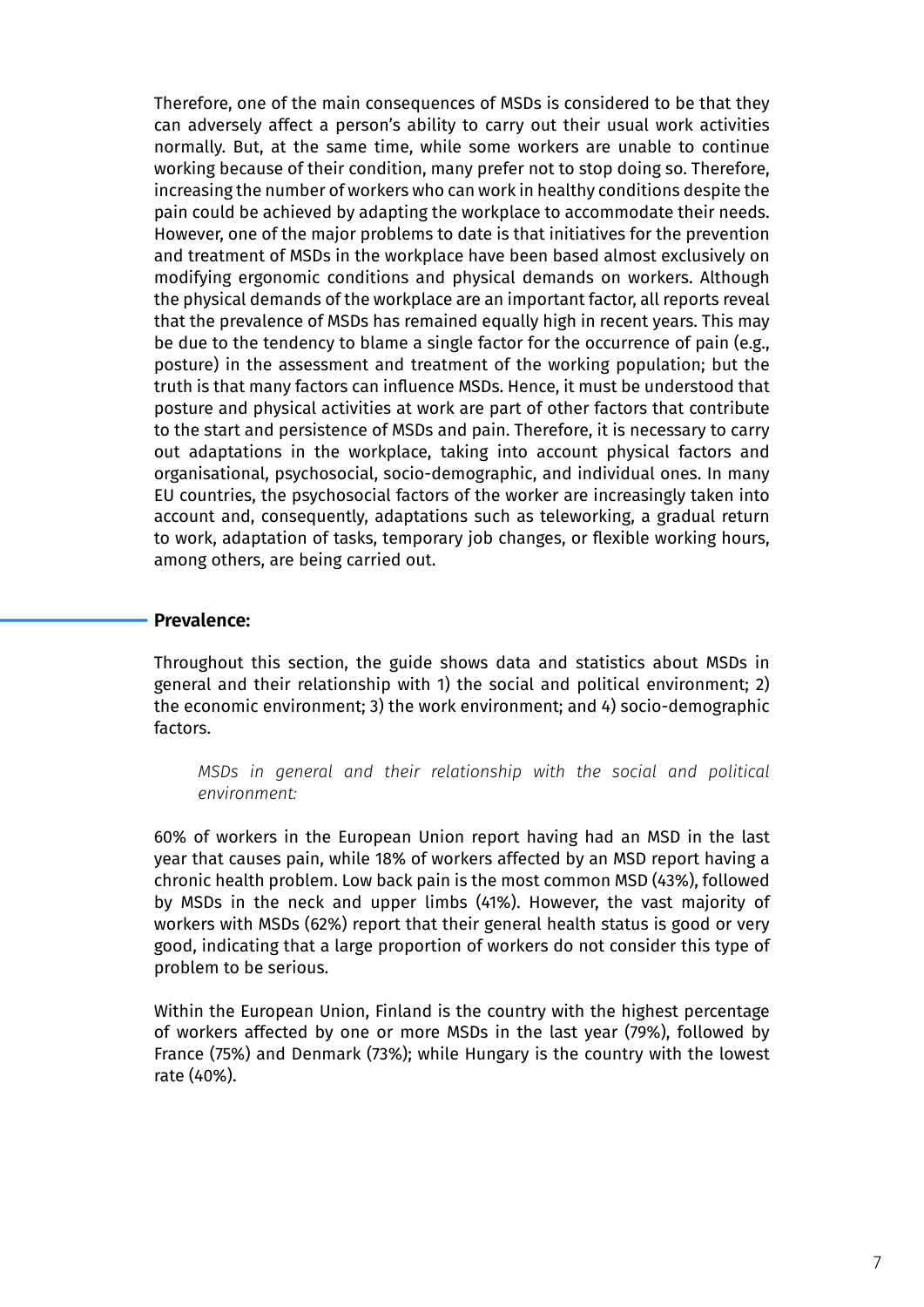Therefore, one of the main consequences of MSDs is considered to be that they can adversely affect a person's ability to carry out their usual work activities normally. But, at the same time, while some workers are unable to continue working because of their condition, many prefer not to stop doing so. Therefore, increasing the number of workers who can work in healthy conditions despite the pain could be achieved by adapting the workplace to accommodate their needs. However, one of the major problems to date is that initiatives for the prevention and treatment of MSDs in the workplace have been based almost exclusively on modifying ergonomic conditions and physical demands on workers. Although the physical demands of the workplace are an important factor, all reports reveal that the prevalence of MSDs has remained equally high in recent years. This may be due to the tendency to blame a single factor for the occurrence of pain (e.g., posture) in the assessment and treatment of the working population; but the truth is that many factors can influence MSDs. Hence, it must be understood that posture and physical activities at work are part of other factors that contribute to the start and persistence of MSDs and pain. Therefore, it is necessary to carry out adaptations in the workplace, taking into account physical factors and organisational, psychosocial, socio-demographic, and individual ones. In many EU countries, the psychosocial factors of the worker are increasingly taken into account and, consequently, adaptations such as teleworking, a gradual return to work, adaptation of tasks, temporary job changes, or flexible working hours, among others, are being carried out.

### Prevalence:

Throughout this section, the guide shows data and statistics about MSDs in general and their relationship with 1) the social and political environment; 2) the economic environment; 3) the work environment; and 4) socio-demographic factors.

*MSDs in general and their relationship with the social and political environment:*

60% of workers in the European Union report having had an MSD in the last year that causes pain, while 18% of workers affected by an MSD report having a chronic health problem. Low back pain is the most common MSD (43%), followed by MSDs in the neck and upper limbs (41%). However, the vast majority of workers with MSDs (62%) report that their general health status is good or very good, indicating that a large proportion of workers do not consider this type of problem to be serious.

Within the European Union, Finland is the country with the highest percentage of workers affected by one or more MSDs in the last year (79%), followed by France (75%) and Denmark (73%); while Hungary is the country with the lowest rate (40%).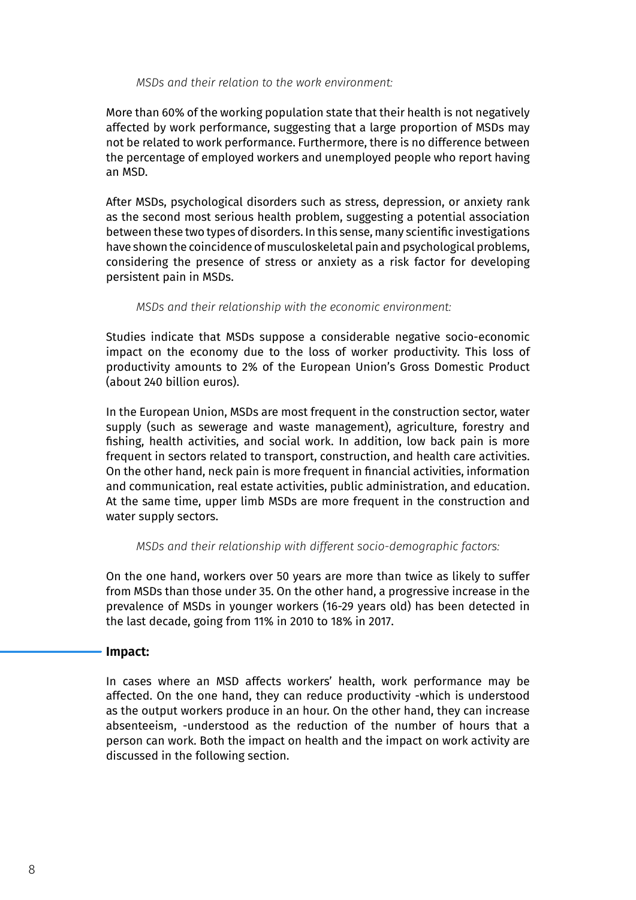*MSDs and their relation to the work environment:*

More than 60% of the working population state that their health is not negatively affected by work performance, suggesting that a large proportion of MSDs may not be related to work performance. Furthermore, there is no difference between the percentage of employed workers and unemployed people who report having an MSD.

After MSDs, psychological disorders such as stress, depression, or anxiety rank as the second most serious health problem, suggesting a potential association between these two types of disorders. In this sense, many scientific investigations have shown the coincidence of musculoskeletal pain and psychological problems, considering the presence of stress or anxiety as a risk factor for developing persistent pain in MSDs.

*MSDs and their relationship with the economic environment:*

Studies indicate that MSDs suppose a considerable negative socio-economic impact on the economy due to the loss of worker productivity. This loss of productivity amounts to 2% of the European Union's Gross Domestic Product (about 240 billion euros).

In the European Union, MSDs are most frequent in the construction sector, water supply (such as sewerage and waste management), agriculture, forestry and fishing, health activities, and social work. In addition, low back pain is more frequent in sectors related to transport, construction, and health care activities. On the other hand, neck pain is more frequent in financial activities, information and communication, real estate activities, public administration, and education. At the same time, upper limb MSDs are more frequent in the construction and water supply sectors.

*MSDs and their relationship with different socio-demographic factors:*

On the one hand, workers over 50 years are more than twice as likely to suffer from MSDs than those under 35. On the other hand, a progressive increase in the prevalence of MSDs in younger workers (16-29 years old) has been detected in the last decade, going from 11% in 2010 to 18% in 2017.

## Impact:

In cases where an MSD affects workers' health, work performance may be affected. On the one hand, they can reduce productivity -which is understood as the output workers produce in an hour. On the other hand, they can increase absenteeism, -understood as the reduction of the number of hours that a person can work. Both the impact on health and the impact on work activity are discussed in the following section.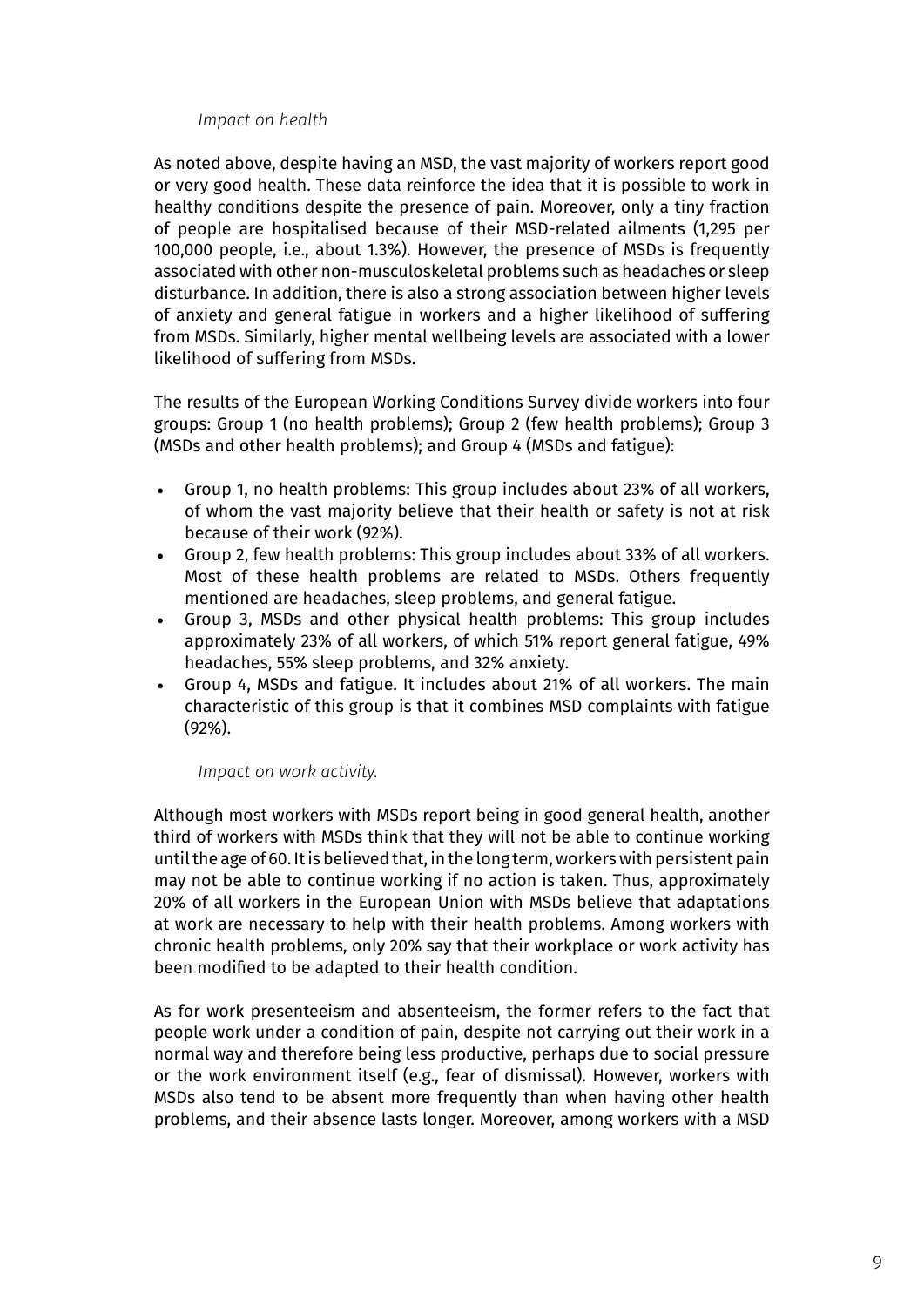*Impact on health*

As noted above, despite having an MSD, the vast majority of workers report good or very good health. These data reinforce the idea that it is possible to work in healthy conditions despite the presence of pain. Moreover, only a tiny fraction of people are hospitalised because of their MSD-related ailments (1,295 per 100,000 people, i.e., about 1.3%). However, the presence of MSDs is frequently associated with other non-musculoskeletal problems such as headaches or sleep disturbance. In addition, there is also a strong association between higher levels of anxiety and general fatigue in workers and a higher likelihood of suffering from MSDs. Similarly, higher mental wellbeing levels are associated with a lower likelihood of suffering from MSDs.

The results of the European Working Conditions Survey divide workers into four groups: Group 1 (no health problems); Group 2 (few health problems); Group 3 (MSDs and other health problems); and Group 4 (MSDs and fatigue):

- Group 1, no health problems: This group includes about 23% of all workers, of whom the vast majority believe that their health or safety is not at risk because of their work (92%).
- Group 2, few health problems: This group includes about 33% of all workers. Most of these health problems are related to MSDs. Others frequently mentioned are headaches, sleep problems, and general fatigue.
- Group 3, MSDs and other physical health problems: This group includes approximately 23% of all workers, of which 51% report general fatigue, 49% headaches, 55% sleep problems, and 32% anxiety.
- Group 4, MSDs and fatigue. It includes about 21% of all workers. The main characteristic of this group is that it combines MSD complaints with fatigue (92%).

*Impact on work activity.*

Although most workers with MSDs report being in good general health, another third of workers with MSDs think that they will not be able to continue working until the age of 60. It is believed that, in the long term, workers with persistent pain may not be able to continue working if no action is taken. Thus, approximately 20% of all workers in the European Union with MSDs believe that adaptations at work are necessary to help with their health problems. Among workers with chronic health problems, only 20% say that their workplace or work activity has been modified to be adapted to their health condition.

As for work presenteeism and absenteeism, the former refers to the fact that people work under a condition of pain, despite not carrying out their work in a normal way and therefore being less productive, perhaps due to social pressure or the work environment itself (e.g., fear of dismissal). However, workers with MSDs also tend to be absent more frequently than when having other health problems, and their absence lasts longer. Moreover, among workers with a MSD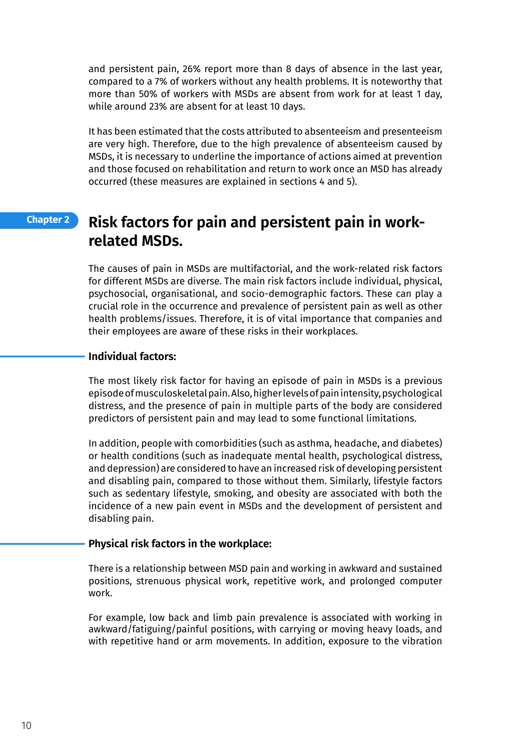and persistent pain, 26% report more than 8 days of absence in the last year, compared to a 7% of workers without any health problems. It is noteworthy that more than 50% of workers with MSDs are absent from work for at least 1 day, while around 23% are absent for at least 10 days.

It has been estimated that the costs attributed to absenteeism and presenteeism are very high. Therefore, due to the high prevalence of absenteeism caused by MSDs, it is necessary to underline the importance of actions aimed at prevention and those focused on rehabilitation and return to work once an MSD has already occurred (these measures are explained in sections 4 and 5).

Chapter 2

# Risk factors for pain and persistent pain in work-related MSDs.

The causes of pain in MSDs are multifactorial, and the work-related risk factors for different MSDs are diverse. The main risk factors include individual, physical, psychosocial, organisational, and socio-demographic factors. These can play a crucial role in the occurrence and prevalence of persistent pain as well as other health problems/issues. Therefore, it is of vital importance that companies and their employees are aware of these risks in their workplaces.

## Individual factors:

The most likely risk factor for having an episode of pain in MSDs is a previous episode of musculoskeletal pain. Also, higher levels of pain intensity, psychological distress, and the presence of pain in multiple parts of the body are considered predictors of persistent pain and may lead to some functional limitations.

In addition, people with comorbidities (such as asthma, headache, and diabetes) or health conditions (such as inadequate mental health, psychological distress, and depression) are considered to have an increased risk of developing persistent and disabling pain, compared to those without them. Similarly, lifestyle factors such as sedentary lifestyle, smoking, and obesity are associated with both the incidence of a new pain event in MSDs and the development of persistent and disabling pain.

## Physical risk factors in the workplace:

There is a relationship between MSD pain and working in awkward and sustained positions, strenuous physical work, repetitive work, and prolonged computer work.

For example, low back and limb pain prevalence is associated with working in awkward/fatiguing/painful positions, with carrying or moving heavy loads, and with repetitive hand or arm movements. In addition, exposure to the vibration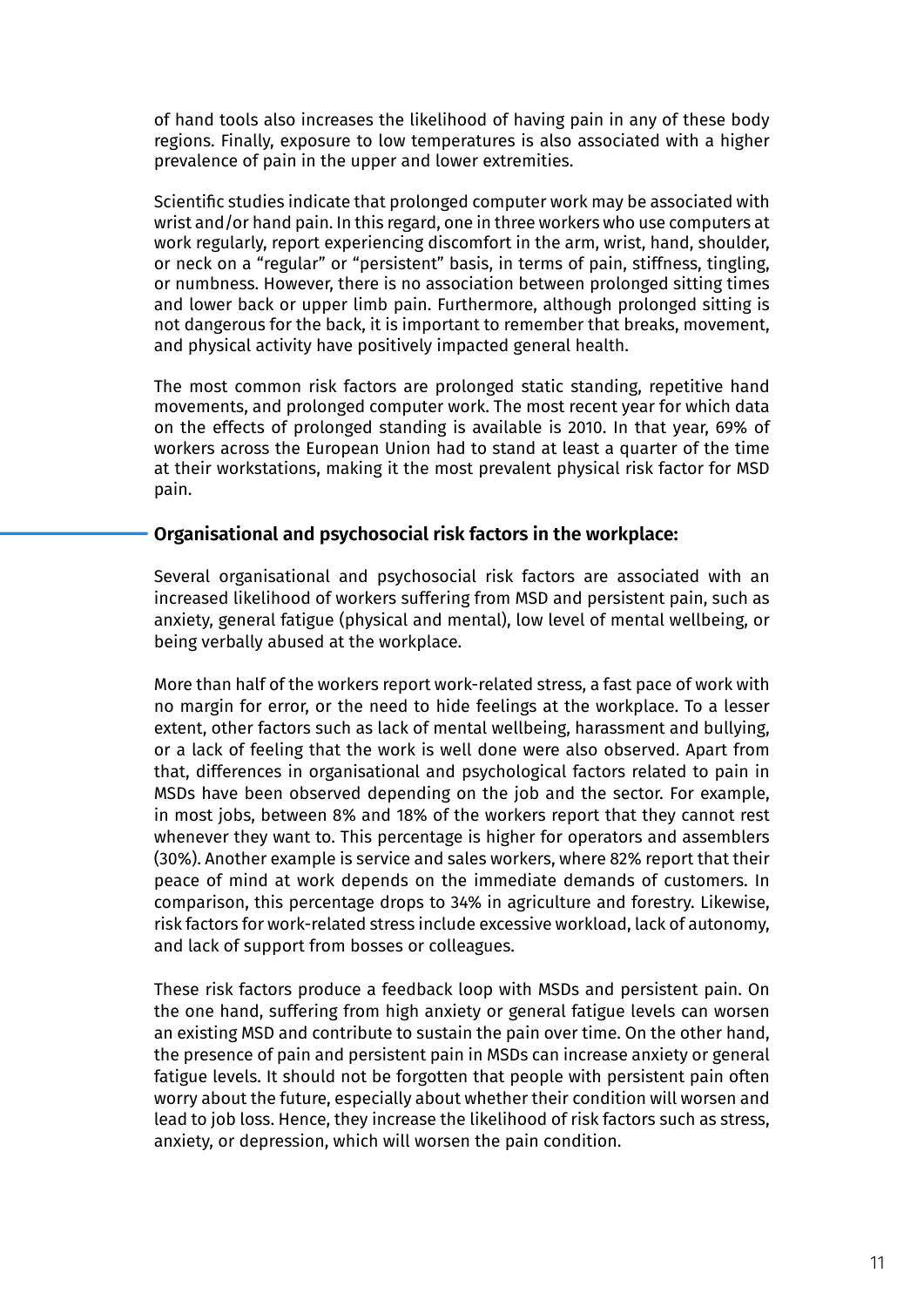of hand tools also increases the likelihood of having pain in any of these body regions. Finally, exposure to low temperatures is also associated with a higher prevalence of pain in the upper and lower extremities.

Scientific studies indicate that prolonged computer work may be associated with wrist and/or hand pain. In this regard, one in three workers who use computers at work regularly, report experiencing discomfort in the arm, wrist, hand, shoulder, or neck on a "regular" or "persistent" basis, in terms of pain, stiffness, tingling, or numbness. However, there is no association between prolonged sitting times and lower back or upper limb pain. Furthermore, although prolonged sitting is not dangerous for the back, it is important to remember that breaks, movement, and physical activity have positively impacted general health.

The most common risk factors are prolonged static standing, repetitive hand movements, and prolonged computer work. The most recent year for which data on the effects of prolonged standing is available is 2010. In that year, 69% of workers across the European Union had to stand at least a quarter of the time at their workstations, making it the most prevalent physical risk factor for MSD pain.

### Organisational and psychosocial risk factors in the workplace:

Several organisational and psychosocial risk factors are associated with an increased likelihood of workers suffering from MSD and persistent pain, such as anxiety, general fatigue (physical and mental), low level of mental wellbeing, or being verbally abused at the workplace.

More than half of the workers report work-related stress, a fast pace of work with no margin for error, or the need to hide feelings at the workplace. To a lesser extent, other factors such as lack of mental wellbeing, harassment and bullying, or a lack of feeling that the work is well done were also observed. Apart from that, differences in organisational and psychological factors related to pain in MSDs have been observed depending on the job and the sector. For example, in most jobs, between 8% and 18% of the workers report that they cannot rest whenever they want to. This percentage is higher for operators and assemblers (30%). Another example is service and sales workers, where 82% report that their peace of mind at work depends on the immediate demands of customers. In comparison, this percentage drops to 34% in agriculture and forestry. Likewise, risk factors for work-related stress include excessive workload, lack of autonomy, and lack of support from bosses or colleagues.

These risk factors produce a feedback loop with MSDs and persistent pain. On the one hand, suffering from high anxiety or general fatigue levels can worsen an existing MSD and contribute to sustain the pain over time. On the other hand, the presence of pain and persistent pain in MSDs can increase anxiety or general fatigue levels. It should not be forgotten that people with persistent pain often worry about the future, especially about whether their condition will worsen and lead to job loss. Hence, they increase the likelihood of risk factors such as stress, anxiety, or depression, which will worsen the pain condition.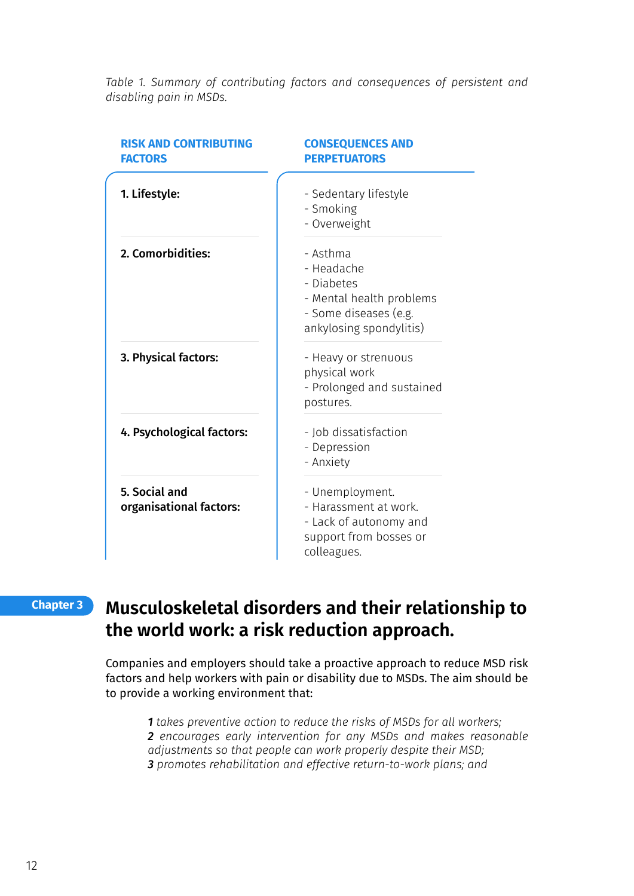*Table 1. Summary of contributing factors and consequences of persistent and disabling pain in MSDs.*

| RISK AND CONTRIBUTING FACTORS | CONSEQUENCES AND PERPETUATORS |
|---|---|
| **1. Lifestyle:** | - Sedentary lifestyle<br>- Smoking<br>- Overweight |
| **2. Comorbidities:** | - Asthma<br>- Headache<br>- Diabetes<br>- Mental health problems<br>- Some diseases (e.g. ankylosing spondylitis) |
| **3. Physical factors:** | - Heavy or strenuous physical work<br>- Prolonged and sustained postures. |
| **4. Psychological factors:** | - Job dissatisfaction<br>- Depression<br>- Anxiety |
| **5. Social and organisational factors:** | - Unemployment.<br>- Harassment at work.<br>- Lack of autonomy and support from bosses or colleagues. |

Chapter 3

# Musculoskeletal disorders and their relationship to the world work: a risk reduction approach.

Companies and employers should take a proactive approach to reduce MSD risk factors and help workers with pain or disability due to MSDs. The aim should be to provide a working environment that:

> ***1*** *takes preventive action to reduce the risks of MSDs for all workers;*
> ***2*** *encourages early intervention for any MSDs and makes reasonable adjustments so that people can work properly despite their MSD;*
> ***3*** *promotes rehabilitation and effective return-to-work plans; and*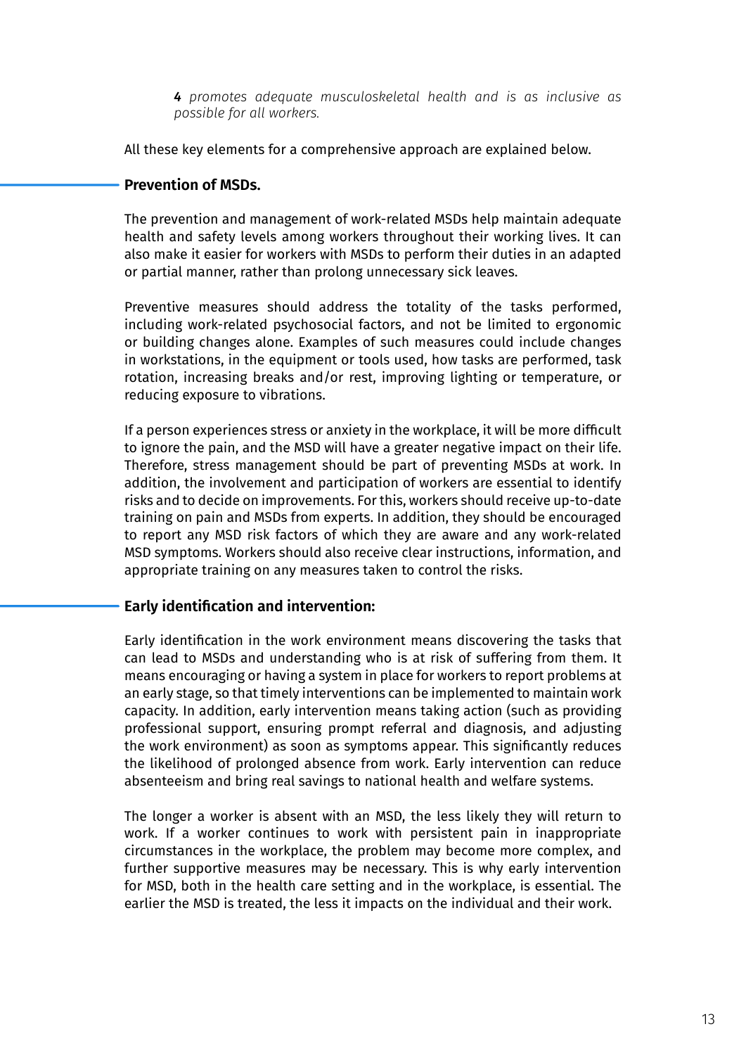**4** *promotes adequate musculoskeletal health and is as inclusive as possible for all workers.*

All these key elements for a comprehensive approach are explained below.

### Prevention of MSDs.

The prevention and management of work-related MSDs help maintain adequate health and safety levels among workers throughout their working lives. It can also make it easier for workers with MSDs to perform their duties in an adapted or partial manner, rather than prolong unnecessary sick leaves.

Preventive measures should address the totality of the tasks performed, including work-related psychosocial factors, and not be limited to ergonomic or building changes alone. Examples of such measures could include changes in workstations, in the equipment or tools used, how tasks are performed, task rotation, increasing breaks and/or rest, improving lighting or temperature, or reducing exposure to vibrations.

If a person experiences stress or anxiety in the workplace, it will be more difficult to ignore the pain, and the MSD will have a greater negative impact on their life. Therefore, stress management should be part of preventing MSDs at work. In addition, the involvement and participation of workers are essential to identify risks and to decide on improvements. For this, workers should receive up-to-date training on pain and MSDs from experts. In addition, they should be encouraged to report any MSD risk factors of which they are aware and any work-related MSD symptoms. Workers should also receive clear instructions, information, and appropriate training on any measures taken to control the risks.

### Early identification and intervention:

Early identification in the work environment means discovering the tasks that can lead to MSDs and understanding who is at risk of suffering from them. It means encouraging or having a system in place for workers to report problems at an early stage, so that timely interventions can be implemented to maintain work capacity. In addition, early intervention means taking action (such as providing professional support, ensuring prompt referral and diagnosis, and adjusting the work environment) as soon as symptoms appear. This significantly reduces the likelihood of prolonged absence from work. Early intervention can reduce absenteeism and bring real savings to national health and welfare systems.

The longer a worker is absent with an MSD, the less likely they will return to work. If a worker continues to work with persistent pain in inappropriate circumstances in the workplace, the problem may become more complex, and further supportive measures may be necessary. This is why early intervention for MSD, both in the health care setting and in the workplace, is essential. The earlier the MSD is treated, the less it impacts on the individual and their work.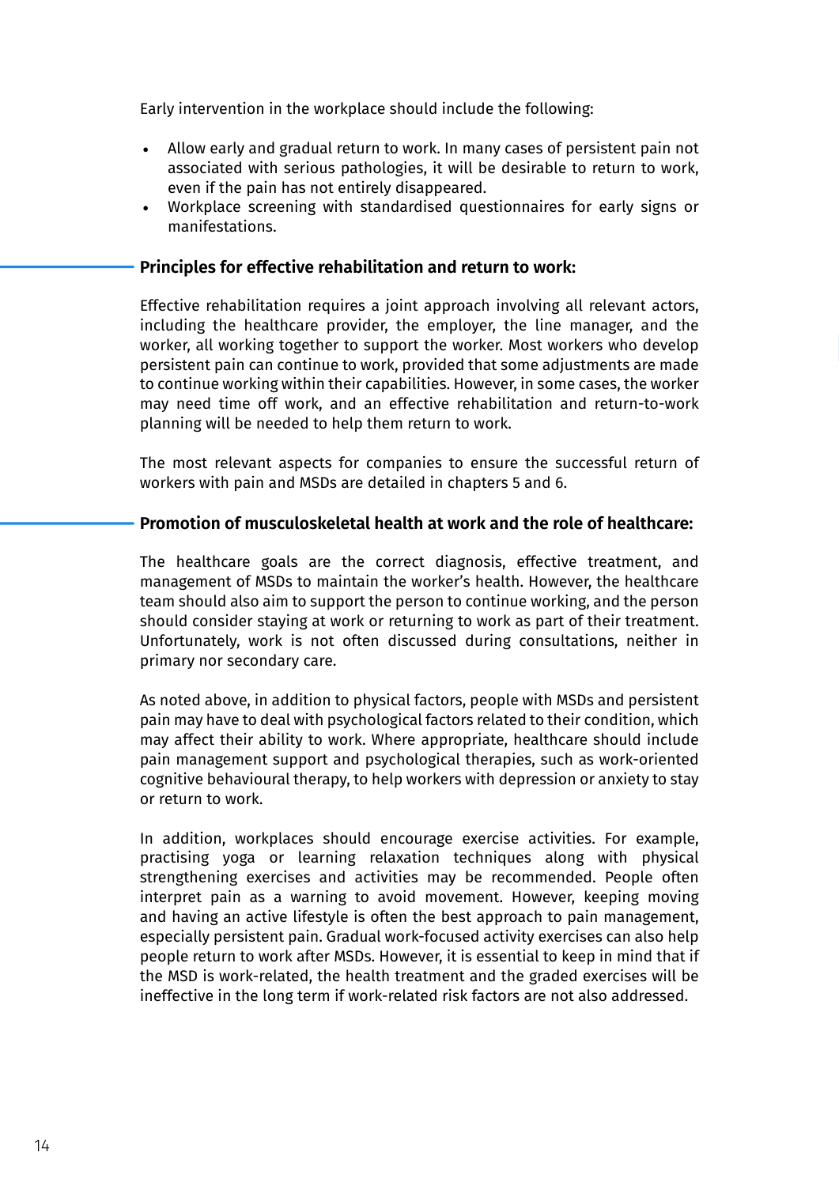Early intervention in the workplace should include the following:

- Allow early and gradual return to work. In many cases of persistent pain not associated with serious pathologies, it will be desirable to return to work, even if the pain has not entirely disappeared.
- Workplace screening with standardised questionnaires for early signs or manifestations.

### Principles for effective rehabilitation and return to work:

Effective rehabilitation requires a joint approach involving all relevant actors, including the healthcare provider, the employer, the line manager, and the worker, all working together to support the worker. Most workers who develop persistent pain can continue to work, provided that some adjustments are made to continue working within their capabilities. However, in some cases, the worker may need time off work, and an effective rehabilitation and return-to-work planning will be needed to help them return to work.

The most relevant aspects for companies to ensure the successful return of workers with pain and MSDs are detailed in chapters 5 and 6.

### Promotion of musculoskeletal health at work and the role of healthcare:

The healthcare goals are the correct diagnosis, effective treatment, and management of MSDs to maintain the worker's health. However, the healthcare team should also aim to support the person to continue working, and the person should consider staying at work or returning to work as part of their treatment. Unfortunately, work is not often discussed during consultations, neither in primary nor secondary care.

As noted above, in addition to physical factors, people with MSDs and persistent pain may have to deal with psychological factors related to their condition, which may affect their ability to work. Where appropriate, healthcare should include pain management support and psychological therapies, such as work-oriented cognitive behavioural therapy, to help workers with depression or anxiety to stay or return to work.

In addition, workplaces should encourage exercise activities. For example, practising yoga or learning relaxation techniques along with physical strengthening exercises and activities may be recommended. People often interpret pain as a warning to avoid movement. However, keeping moving and having an active lifestyle is often the best approach to pain management, especially persistent pain. Gradual work-focused activity exercises can also help people return to work after MSDs. However, it is essential to keep in mind that if the MSD is work-related, the health treatment and the graded exercises will be ineffective in the long term if work-related risk factors are not also addressed.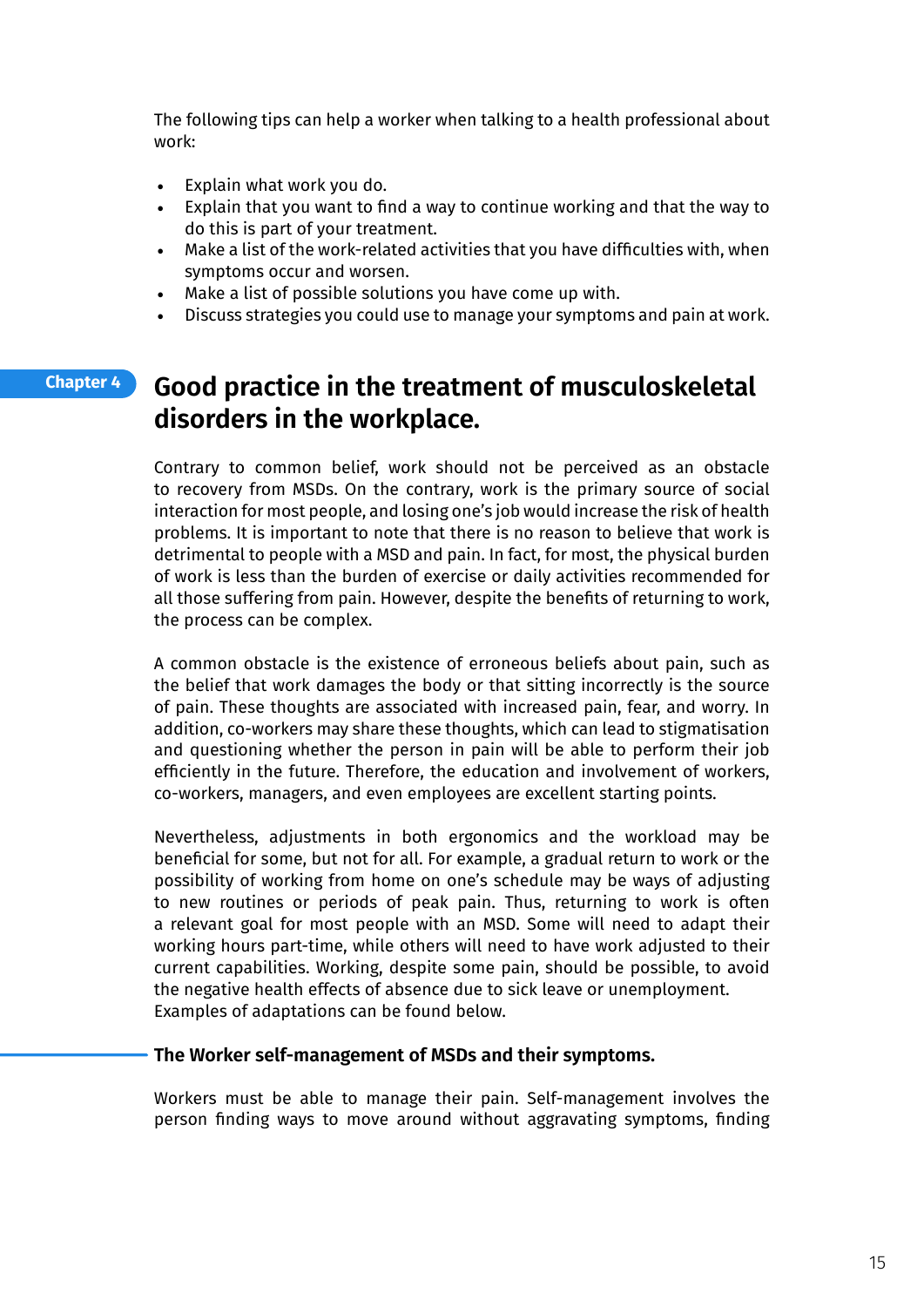The following tips can help a worker when talking to a health professional about work:

- Explain what work you do.
- Explain that you want to find a way to continue working and that the way to do this is part of your treatment.
- Make a list of the work-related activities that you have difficulties with, when symptoms occur and worsen.
- Make a list of possible solutions you have come up with.
- Discuss strategies you could use to manage your symptoms and pain at work.

Chapter 4

# Good practice in the treatment of musculoskeletal disorders in the workplace.

Contrary to common belief, work should not be perceived as an obstacle to recovery from MSDs. On the contrary, work is the primary source of social interaction for most people, and losing one's job would increase the risk of health problems. It is important to note that there is no reason to believe that work is detrimental to people with a MSD and pain. In fact, for most, the physical burden of work is less than the burden of exercise or daily activities recommended for all those suffering from pain. However, despite the benefits of returning to work, the process can be complex.

A common obstacle is the existence of erroneous beliefs about pain, such as the belief that work damages the body or that sitting incorrectly is the source of pain. These thoughts are associated with increased pain, fear, and worry. In addition, co-workers may share these thoughts, which can lead to stigmatisation and questioning whether the person in pain will be able to perform their job efficiently in the future. Therefore, the education and involvement of workers, co-workers, managers, and even employees are excellent starting points.

Nevertheless, adjustments in both ergonomics and the workload may be beneficial for some, but not for all. For example, a gradual return to work or the possibility of working from home on one's schedule may be ways of adjusting to new routines or periods of peak pain. Thus, returning to work is often a relevant goal for most people with an MSD. Some will need to adapt their working hours part-time, while others will need to have work adjusted to their current capabilities. Working, despite some pain, should be possible, to avoid the negative health effects of absence due to sick leave or unemployment. Examples of adaptations can be found below.

## The Worker self-management of MSDs and their symptoms.

Workers must be able to manage their pain. Self-management involves the person finding ways to move around without aggravating symptoms, finding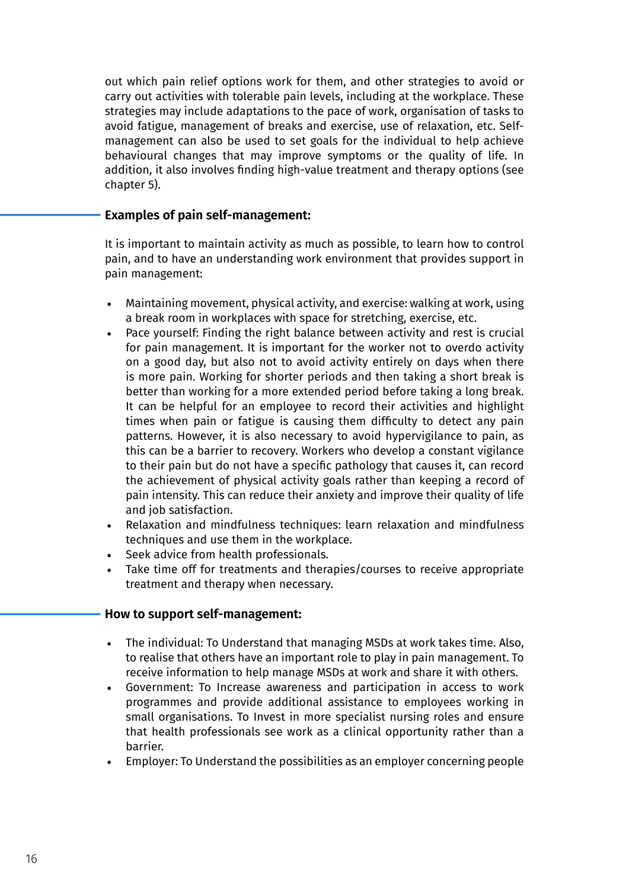out which pain relief options work for them, and other strategies to avoid or carry out activities with tolerable pain levels, including at the workplace. These strategies may include adaptations to the pace of work, organisation of tasks to avoid fatigue, management of breaks and exercise, use of relaxation, etc. Self-management can also be used to set goals for the individual to help achieve behavioural changes that may improve symptoms or the quality of life. In addition, it also involves finding high-value treatment and therapy options (see chapter 5).

**Examples of pain self-management:**

It is important to maintain activity as much as possible, to learn how to control pain, and to have an understanding work environment that provides support in pain management:

- Maintaining movement, physical activity, and exercise: walking at work, using a break room in workplaces with space for stretching, exercise, etc.
- Pace yourself: Finding the right balance between activity and rest is crucial for pain management. It is important for the worker not to overdo activity on a good day, but also not to avoid activity entirely on days when there is more pain. Working for shorter periods and then taking a short break is better than working for a more extended period before taking a long break. It can be helpful for an employee to record their activities and highlight times when pain or fatigue is causing them difficulty to detect any pain patterns. However, it is also necessary to avoid hypervigilance to pain, as this can be a barrier to recovery. Workers who develop a constant vigilance to their pain but do not have a specific pathology that causes it, can record the achievement of physical activity goals rather than keeping a record of pain intensity. This can reduce their anxiety and improve their quality of life and job satisfaction.
- Relaxation and mindfulness techniques: learn relaxation and mindfulness techniques and use them in the workplace.
- Seek advice from health professionals.
- Take time off for treatments and therapies/courses to receive appropriate treatment and therapy when necessary.

**How to support self-management:**

- The individual: To Understand that managing MSDs at work takes time. Also, to realise that others have an important role to play in pain management. To receive information to help manage MSDs at work and share it with others.
- Government: To Increase awareness and participation in access to work programmes and provide additional assistance to employees working in small organisations. To Invest in more specialist nursing roles and ensure that health professionals see work as a clinical opportunity rather than a barrier.
- Employer: To Understand the possibilities as an employer concerning people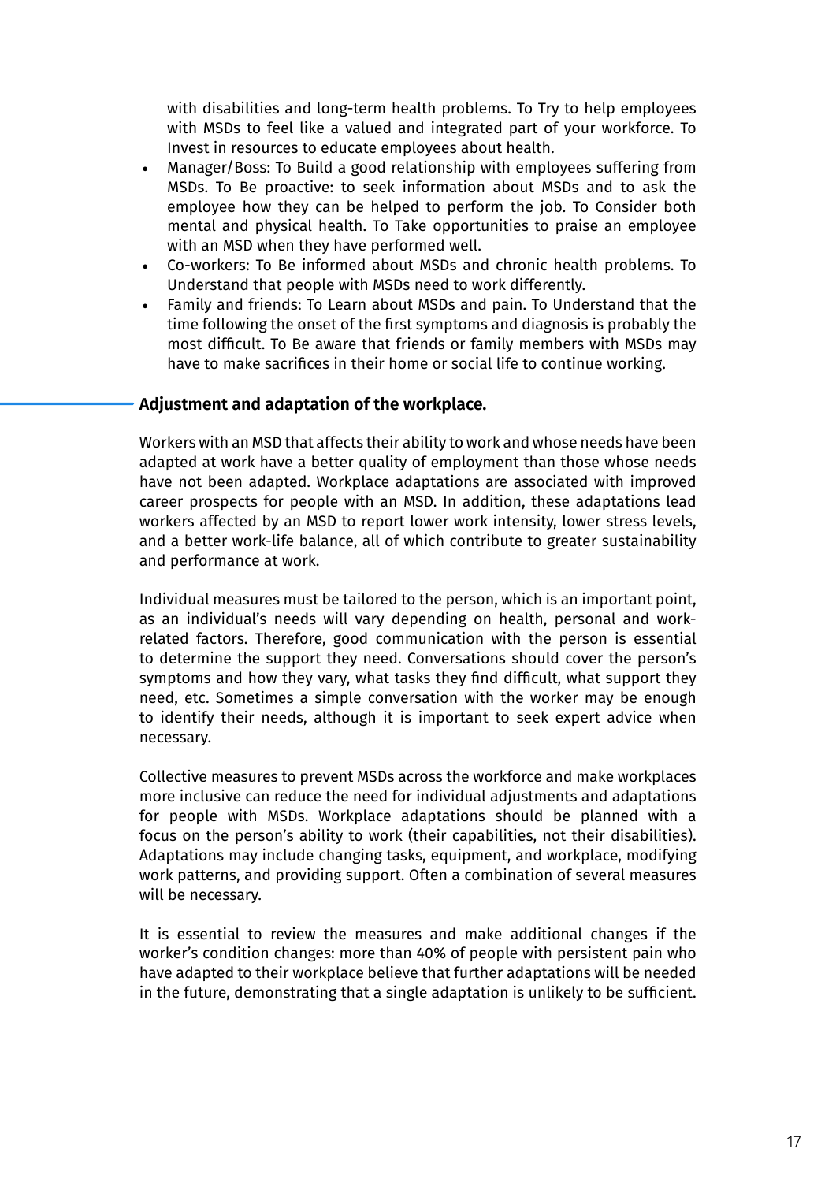with disabilities and long-term health problems. To Try to help employees with MSDs to feel like a valued and integrated part of your workforce. To Invest in resources to educate employees about health.

- Manager/Boss: To Build a good relationship with employees suffering from MSDs. To Be proactive: to seek information about MSDs and to ask the employee how they can be helped to perform the job. To Consider both mental and physical health. To Take opportunities to praise an employee with an MSD when they have performed well.
- Co-workers: To Be informed about MSDs and chronic health problems. To Understand that people with MSDs need to work differently.
- Family and friends: To Learn about MSDs and pain. To Understand that the time following the onset of the first symptoms and diagnosis is probably the most difficult. To Be aware that friends or family members with MSDs may have to make sacrifices in their home or social life to continue working.

### Adjustment and adaptation of the workplace.

Workers with an MSD that affects their ability to work and whose needs have been adapted at work have a better quality of employment than those whose needs have not been adapted. Workplace adaptations are associated with improved career prospects for people with an MSD. In addition, these adaptations lead workers affected by an MSD to report lower work intensity, lower stress levels, and a better work-life balance, all of which contribute to greater sustainability and performance at work.

Individual measures must be tailored to the person, which is an important point, as an individual's needs will vary depending on health, personal and work-related factors. Therefore, good communication with the person is essential to determine the support they need. Conversations should cover the person's symptoms and how they vary, what tasks they find difficult, what support they need, etc. Sometimes a simple conversation with the worker may be enough to identify their needs, although it is important to seek expert advice when necessary.

Collective measures to prevent MSDs across the workforce and make workplaces more inclusive can reduce the need for individual adjustments and adaptations for people with MSDs. Workplace adaptations should be planned with a focus on the person's ability to work (their capabilities, not their disabilities). Adaptations may include changing tasks, equipment, and workplace, modifying work patterns, and providing support. Often a combination of several measures will be necessary.

It is essential to review the measures and make additional changes if the worker's condition changes: more than 40% of people with persistent pain who have adapted to their workplace believe that further adaptations will be needed in the future, demonstrating that a single adaptation is unlikely to be sufficient.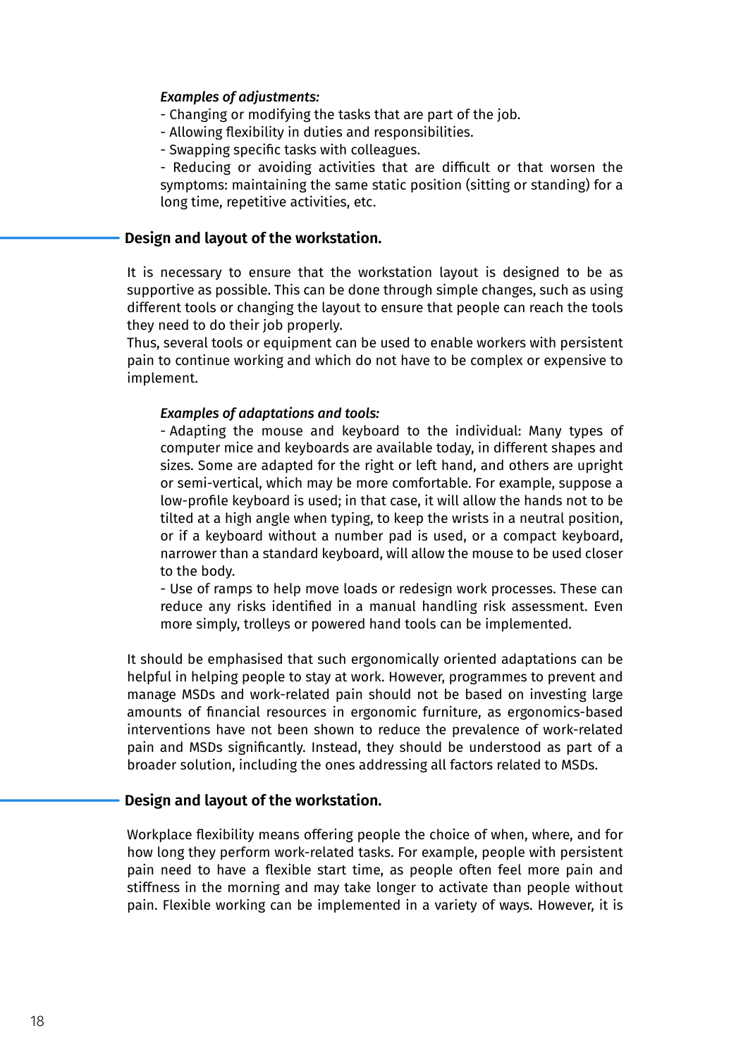*Examples of adjustments:*

- Changing or modifying the tasks that are part of the job.
- Allowing flexibility in duties and responsibilities.
- Swapping specific tasks with colleagues.
- Reducing or avoiding activities that are difficult or that worsen the symptoms: maintaining the same static position (sitting or standing) for a long time, repetitive activities, etc.

### Design and layout of the workstation.

It is necessary to ensure that the workstation layout is designed to be as supportive as possible. This can be done through simple changes, such as using different tools or changing the layout to ensure that people can reach the tools they need to do their job properly.
Thus, several tools or equipment can be used to enable workers with persistent pain to continue working and which do not have to be complex or expensive to implement.

*Examples of adaptations and tools:*

- Adapting the mouse and keyboard to the individual: Many types of computer mice and keyboards are available today, in different shapes and sizes. Some are adapted for the right or left hand, and others are upright or semi-vertical, which may be more comfortable. For example, suppose a low-profile keyboard is used; in that case, it will allow the hands not to be tilted at a high angle when typing, to keep the wrists in a neutral position, or if a keyboard without a number pad is used, or a compact keyboard, narrower than a standard keyboard, will allow the mouse to be used closer to the body.
- Use of ramps to help move loads or redesign work processes. These can reduce any risks identified in a manual handling risk assessment. Even more simply, trolleys or powered hand tools can be implemented.

It should be emphasised that such ergonomically oriented adaptations can be helpful in helping people to stay at work. However, programmes to prevent and manage MSDs and work-related pain should not be based on investing large amounts of financial resources in ergonomic furniture, as ergonomics-based interventions have not been shown to reduce the prevalence of work-related pain and MSDs significantly. Instead, they should be understood as part of a broader solution, including the ones addressing all factors related to MSDs.

### Design and layout of the workstation.

Workplace flexibility means offering people the choice of when, where, and for how long they perform work-related tasks. For example, people with persistent pain need to have a flexible start time, as people often feel more pain and stiffness in the morning and may take longer to activate than people without pain. Flexible working can be implemented in a variety of ways. However, it is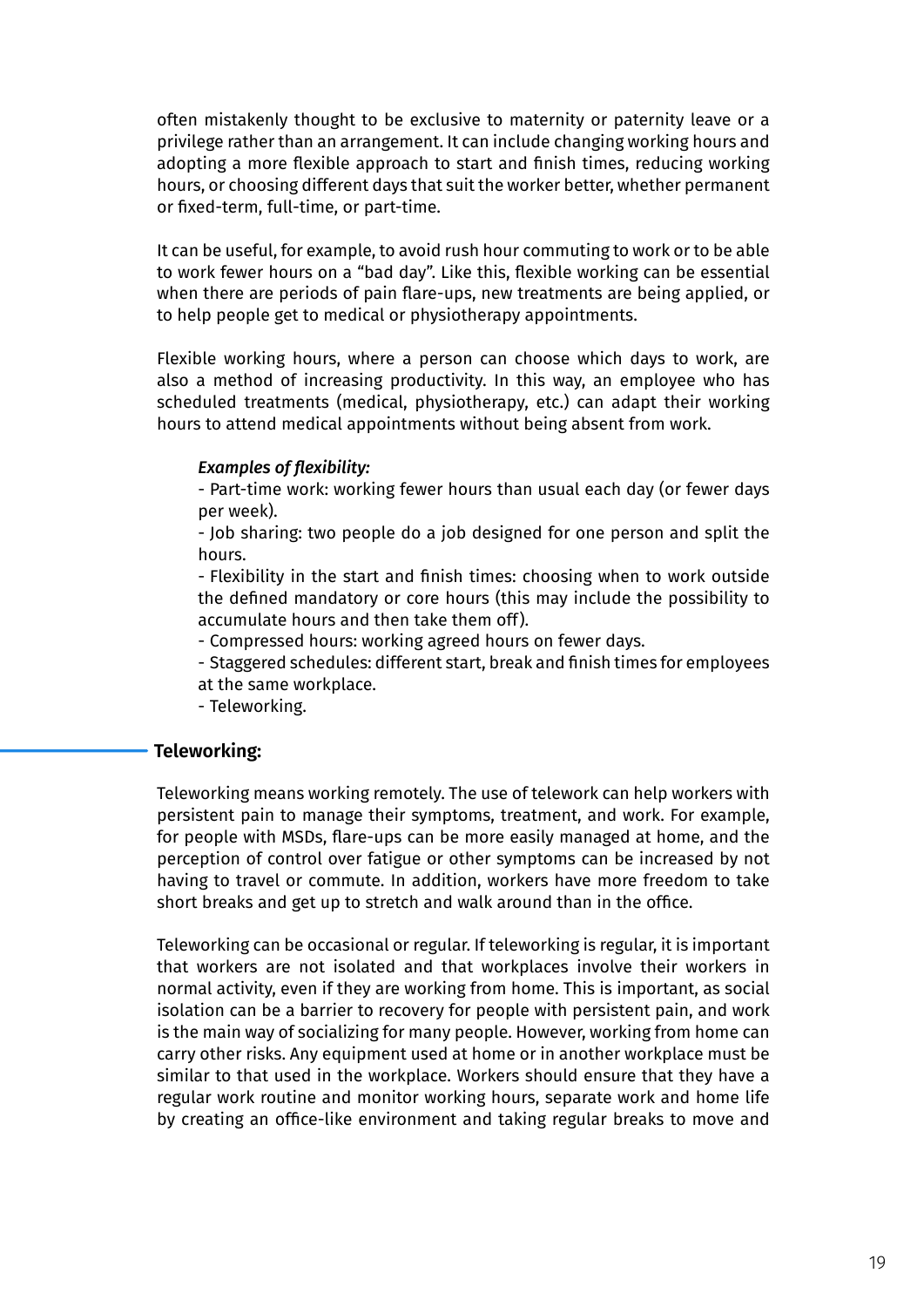often mistakenly thought to be exclusive to maternity or paternity leave or a privilege rather than an arrangement. It can include changing working hours and adopting a more flexible approach to start and finish times, reducing working hours, or choosing different days that suit the worker better, whether permanent or fixed-term, full-time, or part-time.

It can be useful, for example, to avoid rush hour commuting to work or to be able to work fewer hours on a "bad day". Like this, flexible working can be essential when there are periods of pain flare-ups, new treatments are being applied, or to help people get to medical or physiotherapy appointments.

Flexible working hours, where a person can choose which days to work, are also a method of increasing productivity. In this way, an employee who has scheduled treatments (medical, physiotherapy, etc.) can adapt their working hours to attend medical appointments without being absent from work.

> ***Examples of flexibility:***
> - Part-time work: working fewer hours than usual each day (or fewer days per week).
> - Job sharing: two people do a job designed for one person and split the hours.
> - Flexibility in the start and finish times: choosing when to work outside the defined mandatory or core hours (this may include the possibility to accumulate hours and then take them off).
> - Compressed hours: working agreed hours on fewer days.
> - Staggered schedules: different start, break and finish times for employees at the same workplace.
> - Teleworking.

### Teleworking:

Teleworking means working remotely. The use of telework can help workers with persistent pain to manage their symptoms, treatment, and work. For example, for people with MSDs, flare-ups can be more easily managed at home, and the perception of control over fatigue or other symptoms can be increased by not having to travel or commute. In addition, workers have more freedom to take short breaks and get up to stretch and walk around than in the office.

Teleworking can be occasional or regular. If teleworking is regular, it is important that workers are not isolated and that workplaces involve their workers in normal activity, even if they are working from home. This is important, as social isolation can be a barrier to recovery for people with persistent pain, and work is the main way of socializing for many people. However, working from home can carry other risks. Any equipment used at home or in another workplace must be similar to that used in the workplace. Workers should ensure that they have a regular work routine and monitor working hours, separate work and home life by creating an office-like environment and taking regular breaks to move and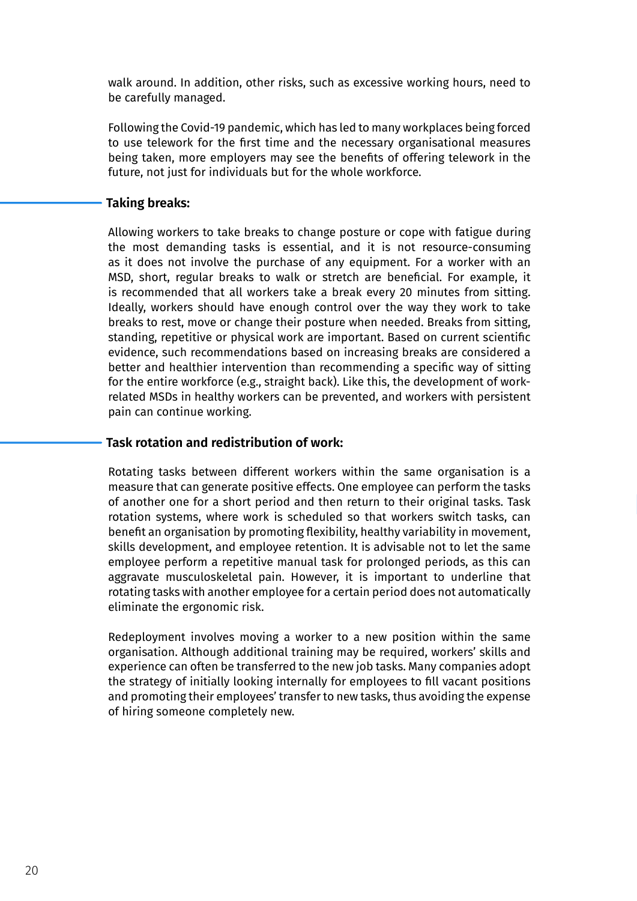walk around. In addition, other risks, such as excessive working hours, need to be carefully managed.

Following the Covid-19 pandemic, which has led to many workplaces being forced to use telework for the first time and the necessary organisational measures being taken, more employers may see the benefits of offering telework in the future, not just for individuals but for the whole workforce.

### Taking breaks:

Allowing workers to take breaks to change posture or cope with fatigue during the most demanding tasks is essential, and it is not resource-consuming as it does not involve the purchase of any equipment. For a worker with an MSD, short, regular breaks to walk or stretch are beneficial. For example, it is recommended that all workers take a break every 20 minutes from sitting. Ideally, workers should have enough control over the way they work to take breaks to rest, move or change their posture when needed. Breaks from sitting, standing, repetitive or physical work are important. Based on current scientific evidence, such recommendations based on increasing breaks are considered a better and healthier intervention than recommending a specific way of sitting for the entire workforce (e.g., straight back). Like this, the development of work-related MSDs in healthy workers can be prevented, and workers with persistent pain can continue working.

### Task rotation and redistribution of work:

Rotating tasks between different workers within the same organisation is a measure that can generate positive effects. One employee can perform the tasks of another one for a short period and then return to their original tasks. Task rotation systems, where work is scheduled so that workers switch tasks, can benefit an organisation by promoting flexibility, healthy variability in movement, skills development, and employee retention. It is advisable not to let the same employee perform a repetitive manual task for prolonged periods, as this can aggravate musculoskeletal pain. However, it is important to underline that rotating tasks with another employee for a certain period does not automatically eliminate the ergonomic risk.

Redeployment involves moving a worker to a new position within the same organisation. Although additional training may be required, workers' skills and experience can often be transferred to the new job tasks. Many companies adopt the strategy of initially looking internally for employees to fill vacant positions and promoting their employees' transfer to new tasks, thus avoiding the expense of hiring someone completely new.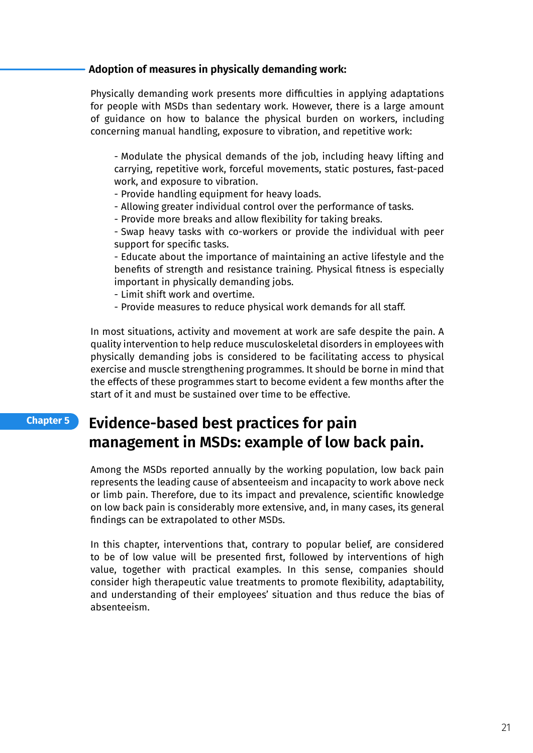### Adoption of measures in physically demanding work:

Physically demanding work presents more difficulties in applying adaptations for people with MSDs than sedentary work. However, there is a large amount of guidance on how to balance the physical burden on workers, including concerning manual handling, exposure to vibration, and repetitive work:

- Modulate the physical demands of the job, including heavy lifting and carrying, repetitive work, forceful movements, static postures, fast-paced work, and exposure to vibration.
- Provide handling equipment for heavy loads.
- Allowing greater individual control over the performance of tasks.
- Provide more breaks and allow flexibility for taking breaks.
- Swap heavy tasks with co-workers or provide the individual with peer support for specific tasks.
- Educate about the importance of maintaining an active lifestyle and the benefits of strength and resistance training. Physical fitness is especially important in physically demanding jobs.
- Limit shift work and overtime.
- Provide measures to reduce physical work demands for all staff.

In most situations, activity and movement at work are safe despite the pain. A quality intervention to help reduce musculoskeletal disorders in employees with physically demanding jobs is considered to be facilitating access to physical exercise and muscle strengthening programmes. It should be borne in mind that the effects of these programmes start to become evident a few months after the start of it and must be sustained over time to be effective.

Chapter 5

# Evidence-based best practices for pain management in MSDs: example of low back pain.

Among the MSDs reported annually by the working population, low back pain represents the leading cause of absenteeism and incapacity to work above neck or limb pain. Therefore, due to its impact and prevalence, scientific knowledge on low back pain is considerably more extensive, and, in many cases, its general findings can be extrapolated to other MSDs.

In this chapter, interventions that, contrary to popular belief, are considered to be of low value will be presented first, followed by interventions of high value, together with practical examples. In this sense, companies should consider high therapeutic value treatments to promote flexibility, adaptability, and understanding of their employees' situation and thus reduce the bias of absenteeism.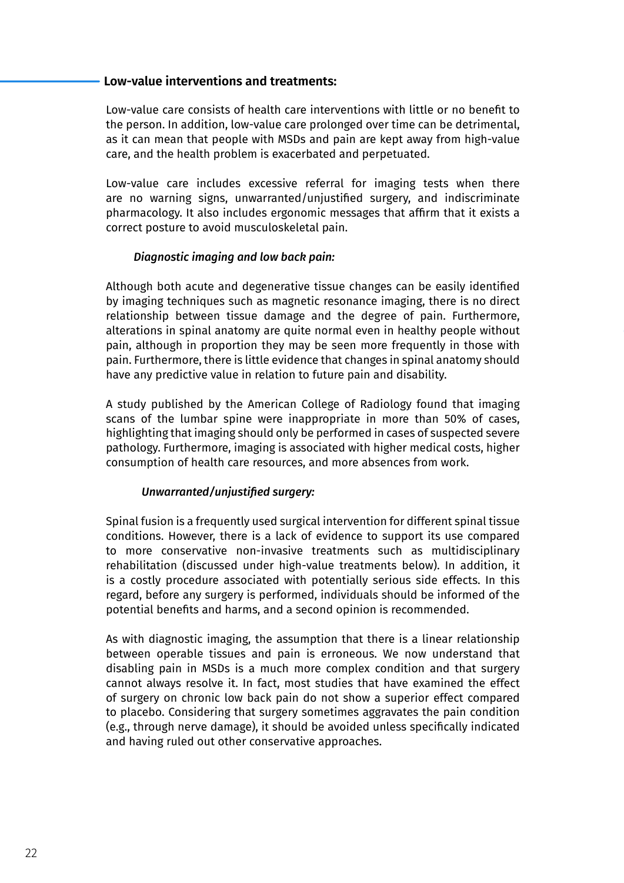## Low-value interventions and treatments:

Low-value care consists of health care interventions with little or no benefit to the person. In addition, low-value care prolonged over time can be detrimental, as it can mean that people with MSDs and pain are kept away from high-value care, and the health problem is exacerbated and perpetuated.

Low-value care includes excessive referral for imaging tests when there are no warning signs, unwarranted/unjustified surgery, and indiscriminate pharmacology. It also includes ergonomic messages that affirm that it exists a correct posture to avoid musculoskeletal pain.

### *Diagnostic imaging and low back pain:*

Although both acute and degenerative tissue changes can be easily identified by imaging techniques such as magnetic resonance imaging, there is no direct relationship between tissue damage and the degree of pain. Furthermore, alterations in spinal anatomy are quite normal even in healthy people without pain, although in proportion they may be seen more frequently in those with pain. Furthermore, there is little evidence that changes in spinal anatomy should have any predictive value in relation to future pain and disability.

A study published by the American College of Radiology found that imaging scans of the lumbar spine were inappropriate in more than 50% of cases, highlighting that imaging should only be performed in cases of suspected severe pathology. Furthermore, imaging is associated with higher medical costs, higher consumption of health care resources, and more absences from work.

### *Unwarranted/unjustified surgery:*

Spinal fusion is a frequently used surgical intervention for different spinal tissue conditions. However, there is a lack of evidence to support its use compared to more conservative non-invasive treatments such as multidisciplinary rehabilitation (discussed under high-value treatments below). In addition, it is a costly procedure associated with potentially serious side effects. In this regard, before any surgery is performed, individuals should be informed of the potential benefits and harms, and a second opinion is recommended.

As with diagnostic imaging, the assumption that there is a linear relationship between operable tissues and pain is erroneous. We now understand that disabling pain in MSDs is a much more complex condition and that surgery cannot always resolve it. In fact, most studies that have examined the effect of surgery on chronic low back pain do not show a superior effect compared to placebo. Considering that surgery sometimes aggravates the pain condition (e.g., through nerve damage), it should be avoided unless specifically indicated and having ruled out other conservative approaches.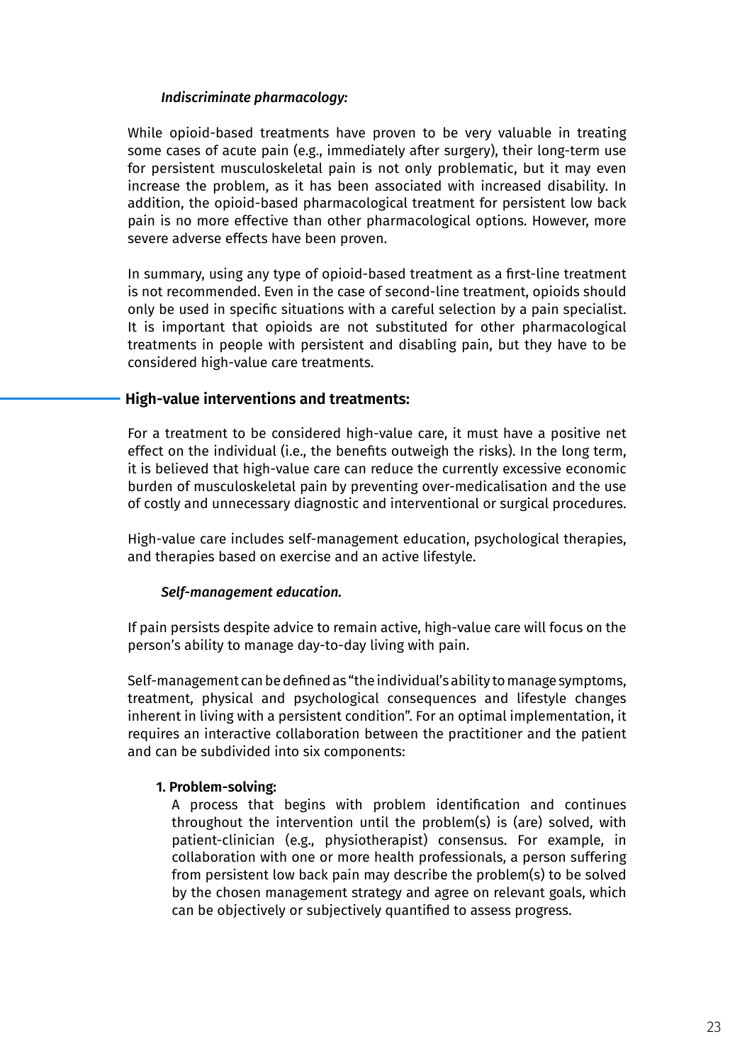*Indiscriminate pharmacology:*

While opioid-based treatments have proven to be very valuable in treating some cases of acute pain (e.g., immediately after surgery), their long-term use for persistent musculoskeletal pain is not only problematic, but it may even increase the problem, as it has been associated with increased disability. In addition, the opioid-based pharmacological treatment for persistent low back pain is no more effective than other pharmacological options. However, more severe adverse effects have been proven.

In summary, using any type of opioid-based treatment as a first-line treatment is not recommended. Even in the case of second-line treatment, opioids should only be used in specific situations with a careful selection by a pain specialist. It is important that opioids are not substituted for other pharmacological treatments in people with persistent and disabling pain, but they have to be considered high-value care treatments.

## High-value interventions and treatments:

For a treatment to be considered high-value care, it must have a positive net effect on the individual (i.e., the benefits outweigh the risks). In the long term, it is believed that high-value care can reduce the currently excessive economic burden of musculoskeletal pain by preventing over-medicalisation and the use of costly and unnecessary diagnostic and interventional or surgical procedures.

High-value care includes self-management education, psychological therapies, and therapies based on exercise and an active lifestyle.

*Self-management education.*

If pain persists despite advice to remain active, high-value care will focus on the person's ability to manage day-to-day living with pain.

Self-management can be defined as "the individual's ability to manage symptoms, treatment, physical and psychological consequences and lifestyle changes inherent in living with a persistent condition". For an optimal implementation, it requires an interactive collaboration between the practitioner and the patient and can be subdivided into six components:

1. **Problem-solving:**
   A process that begins with problem identification and continues throughout the intervention until the problem(s) is (are) solved, with patient-clinician (e.g., physiotherapist) consensus. For example, in collaboration with one or more health professionals, a person suffering from persistent low back pain may describe the problem(s) to be solved by the chosen management strategy and agree on relevant goals, which can be objectively or subjectively quantified to assess progress.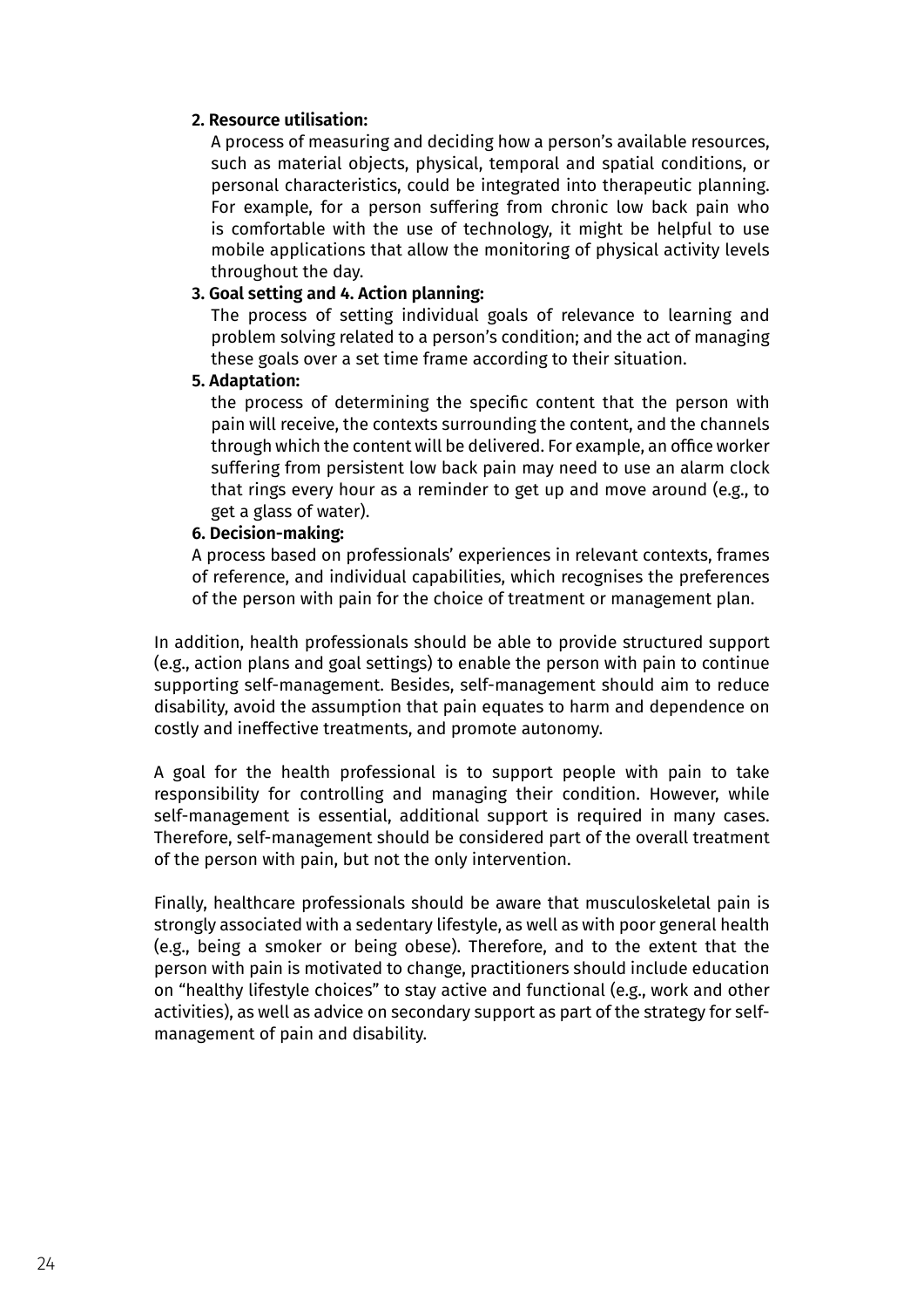**2. Resource utilisation:**

A process of measuring and deciding how a person's available resources, such as material objects, physical, temporal and spatial conditions, or personal characteristics, could be integrated into therapeutic planning. For example, for a person suffering from chronic low back pain who is comfortable with the use of technology, it might be helpful to use mobile applications that allow the monitoring of physical activity levels throughout the day.

**3. Goal setting and 4. Action planning:**

The process of setting individual goals of relevance to learning and problem solving related to a person's condition; and the act of managing these goals over a set time frame according to their situation.

**5. Adaptation:**

the process of determining the specific content that the person with pain will receive, the contexts surrounding the content, and the channels through which the content will be delivered. For example, an office worker suffering from persistent low back pain may need to use an alarm clock that rings every hour as a reminder to get up and move around (e.g., to get a glass of water).

**6. Decision-making:**

A process based on professionals' experiences in relevant contexts, frames of reference, and individual capabilities, which recognises the preferences of the person with pain for the choice of treatment or management plan.

In addition, health professionals should be able to provide structured support (e.g., action plans and goal settings) to enable the person with pain to continue supporting self-management. Besides, self-management should aim to reduce disability, avoid the assumption that pain equates to harm and dependence on costly and ineffective treatments, and promote autonomy.

A goal for the health professional is to support people with pain to take responsibility for controlling and managing their condition. However, while self-management is essential, additional support is required in many cases. Therefore, self-management should be considered part of the overall treatment of the person with pain, but not the only intervention.

Finally, healthcare professionals should be aware that musculoskeletal pain is strongly associated with a sedentary lifestyle, as well as with poor general health (e.g., being a smoker or being obese). Therefore, and to the extent that the person with pain is motivated to change, practitioners should include education on "healthy lifestyle choices" to stay active and functional (e.g., work and other activities), as well as advice on secondary support as part of the strategy for self-management of pain and disability.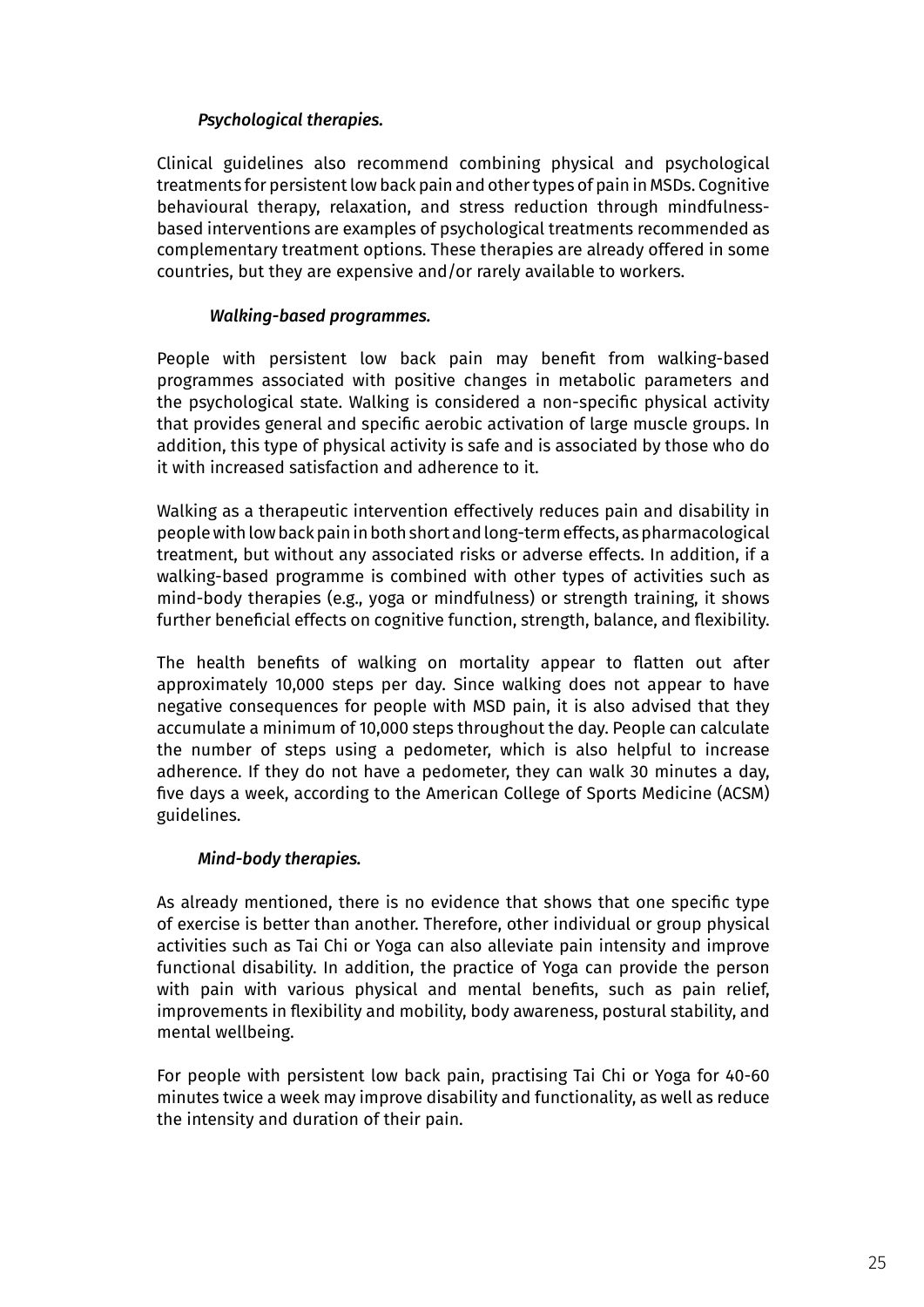*Psychological therapies.*

Clinical guidelines also recommend combining physical and psychological treatments for persistent low back pain and other types of pain in MSDs. Cognitive behavioural therapy, relaxation, and stress reduction through mindfulness-based interventions are examples of psychological treatments recommended as complementary treatment options. These therapies are already offered in some countries, but they are expensive and/or rarely available to workers.

*Walking-based programmes.*

People with persistent low back pain may benefit from walking-based programmes associated with positive changes in metabolic parameters and the psychological state. Walking is considered a non-specific physical activity that provides general and specific aerobic activation of large muscle groups. In addition, this type of physical activity is safe and is associated by those who do it with increased satisfaction and adherence to it.

Walking as a therapeutic intervention effectively reduces pain and disability in people with low back pain in both short and long-term effects, as pharmacological treatment, but without any associated risks or adverse effects. In addition, if a walking-based programme is combined with other types of activities such as mind-body therapies (e.g., yoga or mindfulness) or strength training, it shows further beneficial effects on cognitive function, strength, balance, and flexibility.

The health benefits of walking on mortality appear to flatten out after approximately 10,000 steps per day. Since walking does not appear to have negative consequences for people with MSD pain, it is also advised that they accumulate a minimum of 10,000 steps throughout the day. People can calculate the number of steps using a pedometer, which is also helpful to increase adherence. If they do not have a pedometer, they can walk 30 minutes a day, five days a week, according to the American College of Sports Medicine (ACSM) guidelines.

*Mind-body therapies.*

As already mentioned, there is no evidence that shows that one specific type of exercise is better than another. Therefore, other individual or group physical activities such as Tai Chi or Yoga can also alleviate pain intensity and improve functional disability. In addition, the practice of Yoga can provide the person with pain with various physical and mental benefits, such as pain relief, improvements in flexibility and mobility, body awareness, postural stability, and mental wellbeing.

For people with persistent low back pain, practising Tai Chi or Yoga for 40-60 minutes twice a week may improve disability and functionality, as well as reduce the intensity and duration of their pain.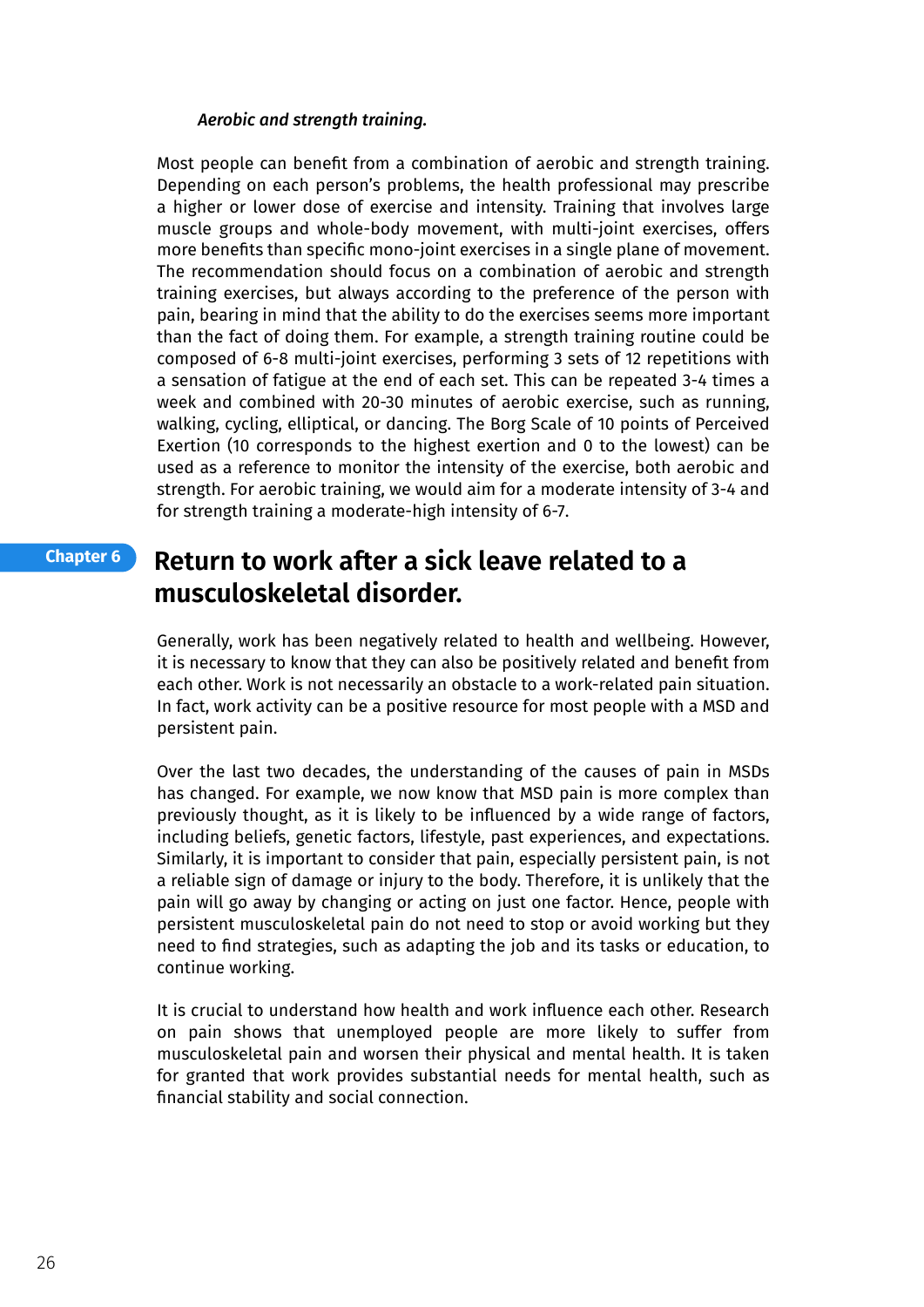*Aerobic and strength training.*

Most people can benefit from a combination of aerobic and strength training. Depending on each person's problems, the health professional may prescribe a higher or lower dose of exercise and intensity. Training that involves large muscle groups and whole-body movement, with multi-joint exercises, offers more benefits than specific mono-joint exercises in a single plane of movement. The recommendation should focus on a combination of aerobic and strength training exercises, but always according to the preference of the person with pain, bearing in mind that the ability to do the exercises seems more important than the fact of doing them. For example, a strength training routine could be composed of 6-8 multi-joint exercises, performing 3 sets of 12 repetitions with a sensation of fatigue at the end of each set. This can be repeated 3-4 times a week and combined with 20-30 minutes of aerobic exercise, such as running, walking, cycling, elliptical, or dancing. The Borg Scale of 10 points of Perceived Exertion (10 corresponds to the highest exertion and 0 to the lowest) can be used as a reference to monitor the intensity of the exercise, both aerobic and strength. For aerobic training, we would aim for a moderate intensity of 3-4 and for strength training a moderate-high intensity of 6-7.

# Chapter 6 Return to work after a sick leave related to a musculoskeletal disorder.

Generally, work has been negatively related to health and wellbeing. However, it is necessary to know that they can also be positively related and benefit from each other. Work is not necessarily an obstacle to a work-related pain situation. In fact, work activity can be a positive resource for most people with a MSD and persistent pain.

Over the last two decades, the understanding of the causes of pain in MSDs has changed. For example, we now know that MSD pain is more complex than previously thought, as it is likely to be influenced by a wide range of factors, including beliefs, genetic factors, lifestyle, past experiences, and expectations. Similarly, it is important to consider that pain, especially persistent pain, is not a reliable sign of damage or injury to the body. Therefore, it is unlikely that the pain will go away by changing or acting on just one factor. Hence, people with persistent musculoskeletal pain do not need to stop or avoid working but they need to find strategies, such as adapting the job and its tasks or education, to continue working.

It is crucial to understand how health and work influence each other. Research on pain shows that unemployed people are more likely to suffer from musculoskeletal pain and worsen their physical and mental health. It is taken for granted that work provides substantial needs for mental health, such as financial stability and social connection.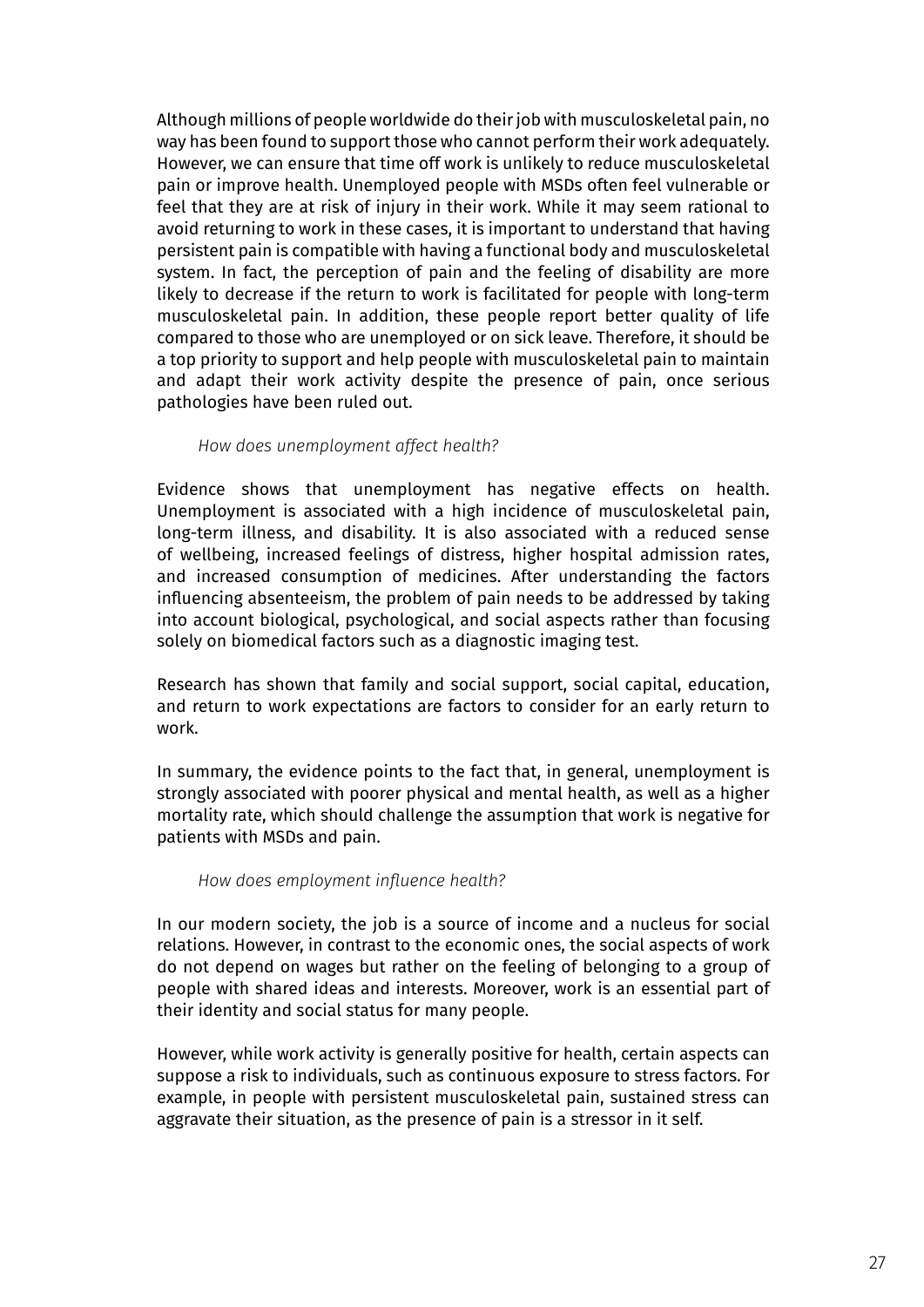Although millions of people worldwide do their job with musculoskeletal pain, no way has been found to support those who cannot perform their work adequately. However, we can ensure that time off work is unlikely to reduce musculoskeletal pain or improve health. Unemployed people with MSDs often feel vulnerable or feel that they are at risk of injury in their work. While it may seem rational to avoid returning to work in these cases, it is important to understand that having persistent pain is compatible with having a functional body and musculoskeletal system. In fact, the perception of pain and the feeling of disability are more likely to decrease if the return to work is facilitated for people with long-term musculoskeletal pain. In addition, these people report better quality of life compared to those who are unemployed or on sick leave. Therefore, it should be a top priority to support and help people with musculoskeletal pain to maintain and adapt their work activity despite the presence of pain, once serious pathologies have been ruled out.

*How does unemployment affect health?*

Evidence shows that unemployment has negative effects on health. Unemployment is associated with a high incidence of musculoskeletal pain, long-term illness, and disability. It is also associated with a reduced sense of wellbeing, increased feelings of distress, higher hospital admission rates, and increased consumption of medicines. After understanding the factors influencing absenteeism, the problem of pain needs to be addressed by taking into account biological, psychological, and social aspects rather than focusing solely on biomedical factors such as a diagnostic imaging test.

Research has shown that family and social support, social capital, education, and return to work expectations are factors to consider for an early return to work.

In summary, the evidence points to the fact that, in general, unemployment is strongly associated with poorer physical and mental health, as well as a higher mortality rate, which should challenge the assumption that work is negative for patients with MSDs and pain.

*How does employment influence health?*

In our modern society, the job is a source of income and a nucleus for social relations. However, in contrast to the economic ones, the social aspects of work do not depend on wages but rather on the feeling of belonging to a group of people with shared ideas and interests. Moreover, work is an essential part of their identity and social status for many people.

However, while work activity is generally positive for health, certain aspects can suppose a risk to individuals, such as continuous exposure to stress factors. For example, in people with persistent musculoskeletal pain, sustained stress can aggravate their situation, as the presence of pain is a stressor in it self.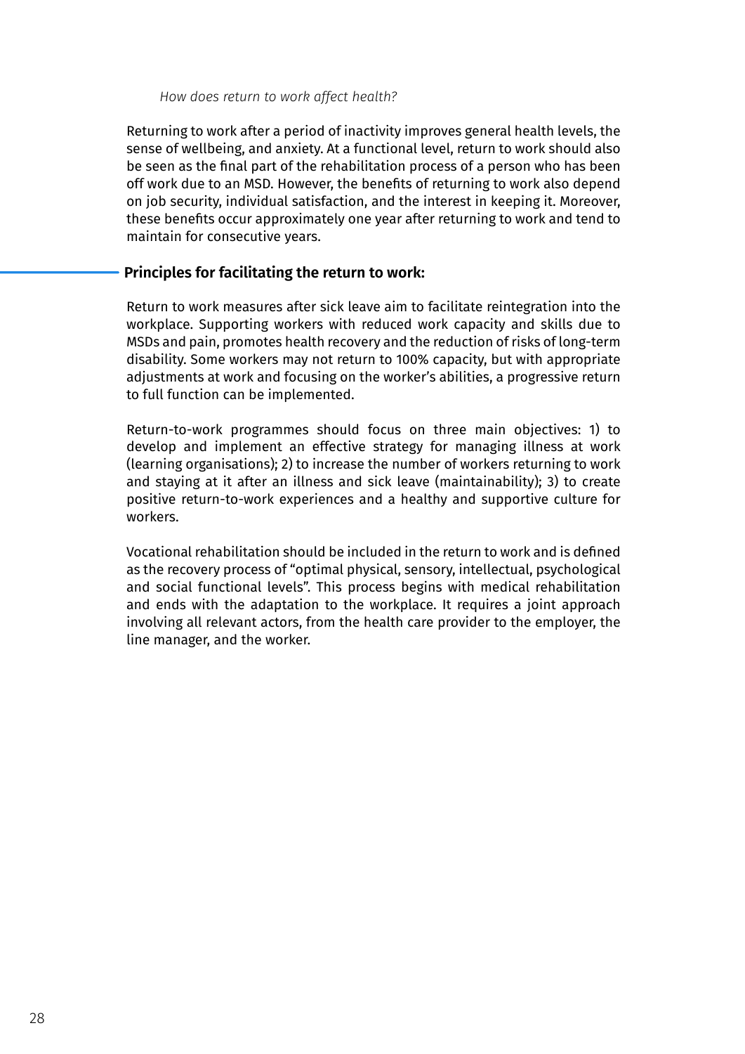*How does return to work affect health?*

Returning to work after a period of inactivity improves general health levels, the sense of wellbeing, and anxiety. At a functional level, return to work should also be seen as the final part of the rehabilitation process of a person who has been off work due to an MSD. However, the benefits of returning to work also depend on job security, individual satisfaction, and the interest in keeping it. Moreover, these benefits occur approximately one year after returning to work and tend to maintain for consecutive years.

## Principles for facilitating the return to work:

Return to work measures after sick leave aim to facilitate reintegration into the workplace. Supporting workers with reduced work capacity and skills due to MSDs and pain, promotes health recovery and the reduction of risks of long-term disability. Some workers may not return to 100% capacity, but with appropriate adjustments at work and focusing on the worker's abilities, a progressive return to full function can be implemented.

Return-to-work programmes should focus on three main objectives: 1) to develop and implement an effective strategy for managing illness at work (learning organisations); 2) to increase the number of workers returning to work and staying at it after an illness and sick leave (maintainability); 3) to create positive return-to-work experiences and a healthy and supportive culture for workers.

Vocational rehabilitation should be included in the return to work and is defined as the recovery process of "optimal physical, sensory, intellectual, psychological and social functional levels". This process begins with medical rehabilitation and ends with the adaptation to the workplace. It requires a joint approach involving all relevant actors, from the health care provider to the employer, the line manager, and the worker.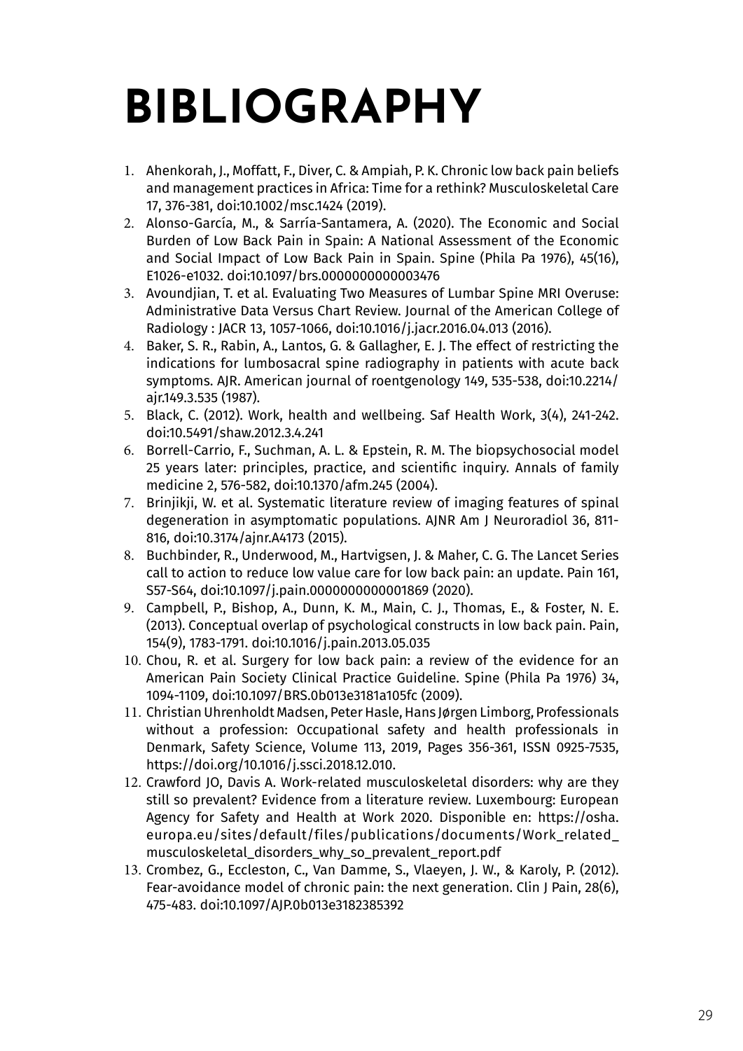# BIBLIOGRAPHY

1. Ahenkorah, J., Moffatt, F., Diver, C. & Ampiah, P. K. Chronic low back pain beliefs and management practices in Africa: Time for a rethink? Musculoskeletal Care 17, 376-381, doi:10.1002/msc.1424 (2019).
2. Alonso-García, M., & Sarría-Santamera, A. (2020). The Economic and Social Burden of Low Back Pain in Spain: A National Assessment of the Economic and Social Impact of Low Back Pain in Spain. Spine (Phila Pa 1976), 45(16), E1026-e1032. doi:10.1097/brs.0000000000003476
3. Avoundjian, T. et al. Evaluating Two Measures of Lumbar Spine MRI Overuse: Administrative Data Versus Chart Review. Journal of the American College of Radiology : JACR 13, 1057-1066, doi:10.1016/j.jacr.2016.04.013 (2016).
4. Baker, S. R., Rabin, A., Lantos, G. & Gallagher, E. J. The effect of restricting the indications for lumbosacral spine radiography in patients with acute back symptoms. AJR. American journal of roentgenology 149, 535-538, doi:10.2214/ajr.149.3.535 (1987).
5. Black, C. (2012). Work, health and wellbeing. Saf Health Work, 3(4), 241-242. doi:10.5491/shaw.2012.3.4.241
6. Borrell-Carrio, F., Suchman, A. L. & Epstein, R. M. The biopsychosocial model 25 years later: principles, practice, and scientific inquiry. Annals of family medicine 2, 576-582, doi:10.1370/afm.245 (2004).
7. Brinjikji, W. et al. Systematic literature review of imaging features of spinal degeneration in asymptomatic populations. AJNR Am J Neuroradiol 36, 811-816, doi:10.3174/ajnr.A4173 (2015).
8. Buchbinder, R., Underwood, M., Hartvigsen, J. & Maher, C. G. The Lancet Series call to action to reduce low value care for low back pain: an update. Pain 161, S57-S64, doi:10.1097/j.pain.0000000000001869 (2020).
9. Campbell, P., Bishop, A., Dunn, K. M., Main, C. J., Thomas, E., & Foster, N. E. (2013). Conceptual overlap of psychological constructs in low back pain. Pain, 154(9), 1783-1791. doi:10.1016/j.pain.2013.05.035
10. Chou, R. et al. Surgery for low back pain: a review of the evidence for an American Pain Society Clinical Practice Guideline. Spine (Phila Pa 1976) 34, 1094-1109, doi:10.1097/BRS.0b013e3181a105fc (2009).
11. Christian Uhrenholdt Madsen, Peter Hasle, Hans Jørgen Limborg, Professionals without a profession: Occupational safety and health professionals in Denmark, Safety Science, Volume 113, 2019, Pages 356-361, ISSN 0925-7535, https://doi.org/10.1016/j.ssci.2018.12.010.
12. Crawford JO, Davis A. Work-related musculoskeletal disorders: why are they still so prevalent? Evidence from a literature review. Luxembourg: European Agency for Safety and Health at Work 2020. Disponible en: https://osha.europa.eu/sites/default/files/publications/documents/Work_related_musculoskeletal_disorders_why_so_prevalent_report.pdf
13. Crombez, G., Eccleston, C., Van Damme, S., Vlaeyen, J. W., & Karoly, P. (2012). Fear-avoidance model of chronic pain: the next generation. Clin J Pain, 28(6), 475-483. doi:10.1097/AJP.0b013e3182385392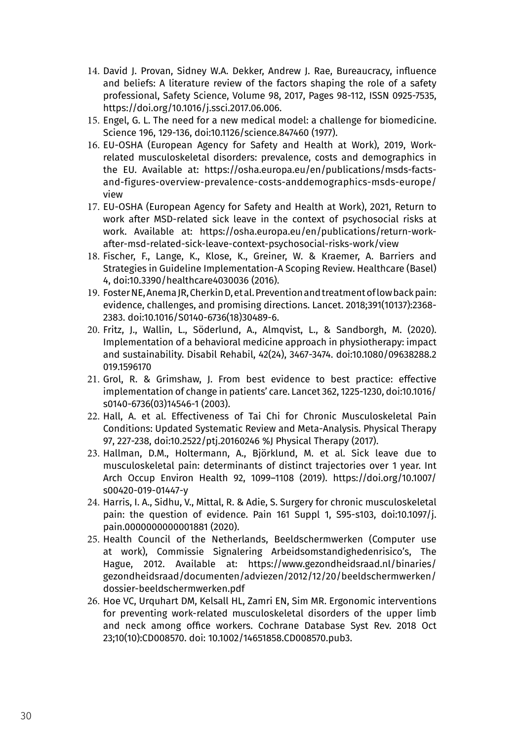14. David J. Provan, Sidney W.A. Dekker, Andrew J. Rae, Bureaucracy, influence and beliefs: A literature review of the factors shaping the role of a safety professional, Safety Science, Volume 98, 2017, Pages 98-112, ISSN 0925-7535, https://doi.org/10.1016/j.ssci.2017.06.006.
15. Engel, G. L. The need for a new medical model: a challenge for biomedicine. Science 196, 129-136, doi:10.1126/science.847460 (1977).
16. EU-OSHA (European Agency for Safety and Health at Work), 2019, Work-related musculoskeletal disorders: prevalence, costs and demographics in the EU. Available at: https://osha.europa.eu/en/publications/msds-facts-and-figures-overview-prevalence-costs-anddemographics-msds-europe/view
17. EU-OSHA (European Agency for Safety and Health at Work), 2021, Return to work after MSD-related sick leave in the context of psychosocial risks at work. Available at: https://osha.europa.eu/en/publications/return-work-after-msd-related-sick-leave-context-psychosocial-risks-work/view
18. Fischer, F., Lange, K., Klose, K., Greiner, W. & Kraemer, A. Barriers and Strategies in Guideline Implementation-A Scoping Review. Healthcare (Basel) 4, doi:10.3390/healthcare4030036 (2016).
19. Foster NE, Anema JR, Cherkin D, et al. Prevention and treatment of low back pain: evidence, challenges, and promising directions. Lancet. 2018;391(10137):2368-2383. doi:10.1016/S0140-6736(18)30489-6.
20. Fritz, J., Wallin, L., Söderlund, A., Almqvist, L., & Sandborgh, M. (2020). Implementation of a behavioral medicine approach in physiotherapy: impact and sustainability. Disabil Rehabil, 42(24), 3467-3474. doi:10.1080/09638288.2019.1596170
21. Grol, R. & Grimshaw, J. From best evidence to best practice: effective implementation of change in patients' care. Lancet 362, 1225-1230, doi:10.1016/s0140-6736(03)14546-1 (2003).
22. Hall, A. et al. Effectiveness of Tai Chi for Chronic Musculoskeletal Pain Conditions: Updated Systematic Review and Meta-Analysis. Physical Therapy 97, 227-238, doi:10.2522/ptj.20160246 %J Physical Therapy (2017).
23. Hallman, D.M., Holtermann, A., Björklund, M. et al. Sick leave due to musculoskeletal pain: determinants of distinct trajectories over 1 year. Int Arch Occup Environ Health 92, 1099–1108 (2019). https://doi.org/10.1007/s00420-019-01447-y
24. Harris, I. A., Sidhu, V., Mittal, R. & Adie, S. Surgery for chronic musculoskeletal pain: the question of evidence. Pain 161 Suppl 1, S95-s103, doi:10.1097/j.pain.0000000000001881 (2020).
25. Health Council of the Netherlands, Beeldschermwerken (Computer use at work), Commissie Signalering Arbeidsomstandighedenrisico's, The Hague, 2012. Available at: https://www.gezondheidsraad.nl/binaries/gezondheidsraad/documenten/adviezen/2012/12/20/beeldschermwerken/dossier-beeldschermwerken.pdf
26. Hoe VC, Urquhart DM, Kelsall HL, Zamri EN, Sim MR. Ergonomic interventions for preventing work-related musculoskeletal disorders of the upper limb and neck among office workers. Cochrane Database Syst Rev. 2018 Oct 23;10(10):CD008570. doi: 10.1002/14651858.CD008570.pub3.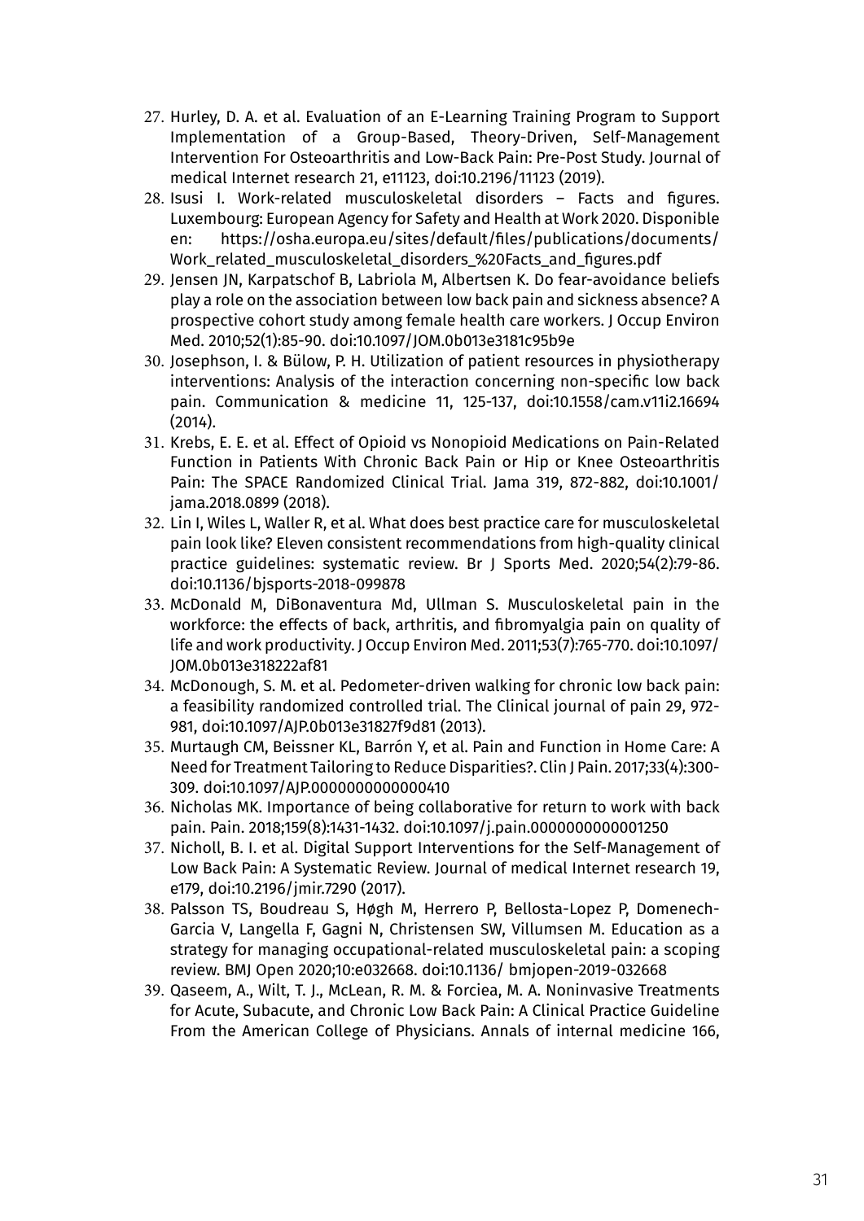27. Hurley, D. A. et al. Evaluation of an E-Learning Training Program to Support Implementation of a Group-Based, Theory-Driven, Self-Management Intervention For Osteoarthritis and Low-Back Pain: Pre-Post Study. Journal of medical Internet research 21, e11123, doi:10.2196/11123 (2019).
28. Isusi I. Work-related musculoskeletal disorders – Facts and figures. Luxembourg: European Agency for Safety and Health at Work 2020. Disponible en: https://osha.europa.eu/sites/default/files/publications/documents/Work_related_musculoskeletal_disorders_%20Facts_and_figures.pdf
29. Jensen JN, Karpatschof B, Labriola M, Albertsen K. Do fear-avoidance beliefs play a role on the association between low back pain and sickness absence? A prospective cohort study among female health care workers. J Occup Environ Med. 2010;52(1):85-90. doi:10.1097/JOM.0b013e3181c95b9e
30. Josephson, I. & Bülow, P. H. Utilization of patient resources in physiotherapy interventions: Analysis of the interaction concerning non-specific low back pain. Communication & medicine 11, 125-137, doi:10.1558/cam.v11i2.16694 (2014).
31. Krebs, E. E. et al. Effect of Opioid vs Nonopioid Medications on Pain-Related Function in Patients With Chronic Back Pain or Hip or Knee Osteoarthritis Pain: The SPACE Randomized Clinical Trial. Jama 319, 872-882, doi:10.1001/jama.2018.0899 (2018).
32. Lin I, Wiles L, Waller R, et al. What does best practice care for musculoskeletal pain look like? Eleven consistent recommendations from high-quality clinical practice guidelines: systematic review. Br J Sports Med. 2020;54(2):79-86. doi:10.1136/bjsports-2018-099878
33. McDonald M, DiBonaventura Md, Ullman S. Musculoskeletal pain in the workforce: the effects of back, arthritis, and fibromyalgia pain on quality of life and work productivity. J Occup Environ Med. 2011;53(7):765-770. doi:10.1097/JOM.0b013e318222af81
34. McDonough, S. M. et al. Pedometer-driven walking for chronic low back pain: a feasibility randomized controlled trial. The Clinical journal of pain 29, 972-981, doi:10.1097/AJP.0b013e31827f9d81 (2013).
35. Murtaugh CM, Beissner KL, Barrón Y, et al. Pain and Function in Home Care: A Need for Treatment Tailoring to Reduce Disparities?. Clin J Pain. 2017;33(4):300-309. doi:10.1097/AJP.0000000000000410
36. Nicholas MK. Importance of being collaborative for return to work with back pain. Pain. 2018;159(8):1431-1432. doi:10.1097/j.pain.0000000000001250
37. Nicholl, B. I. et al. Digital Support Interventions for the Self-Management of Low Back Pain: A Systematic Review. Journal of medical Internet research 19, e179, doi:10.2196/jmir.7290 (2017).
38. Palsson TS, Boudreau S, Høgh M, Herrero P, Bellosta-Lopez P, Domenech-Garcia V, Langella F, Gagni N, Christensen SW, Villumsen M. Education as a strategy for managing occupational-related musculoskeletal pain: a scoping review. BMJ Open 2020;10:e032668. doi:10.1136/ bmjopen-2019-032668
39. Qaseem, A., Wilt, T. J., McLean, R. M. & Forciea, M. A. Noninvasive Treatments for Acute, Subacute, and Chronic Low Back Pain: A Clinical Practice Guideline From the American College of Physicians. Annals of internal medicine 166,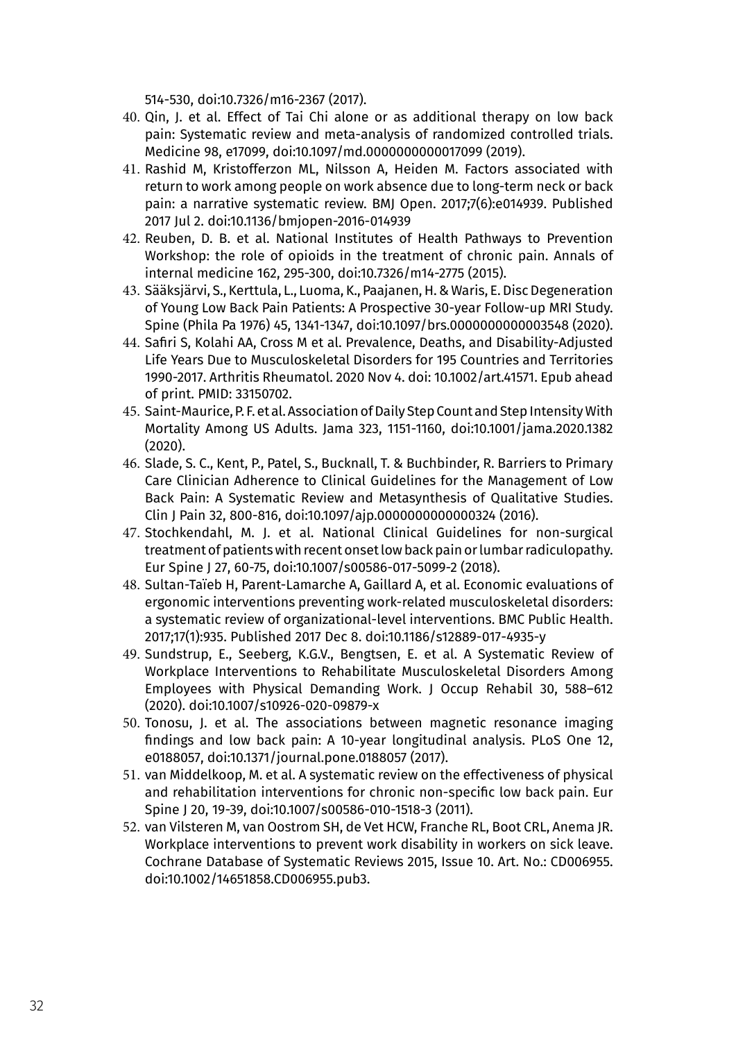514-530, doi:10.7326/m16-2367 (2017).

40. Qin, J. et al. Effect of Tai Chi alone or as additional therapy on low back pain: Systematic review and meta-analysis of randomized controlled trials. Medicine 98, e17099, doi:10.1097/md.0000000000017099 (2019).
41. Rashid M, Kristofferzon ML, Nilsson A, Heiden M. Factors associated with return to work among people on work absence due to long-term neck or back pain: a narrative systematic review. BMJ Open. 2017;7(6):e014939. Published 2017 Jul 2. doi:10.1136/bmjopen-2016-014939
42. Reuben, D. B. et al. National Institutes of Health Pathways to Prevention Workshop: the role of opioids in the treatment of chronic pain. Annals of internal medicine 162, 295-300, doi:10.7326/m14-2775 (2015).
43. Sääksjärvi, S., Kerttula, L., Luoma, K., Paajanen, H. & Waris, E. Disc Degeneration of Young Low Back Pain Patients: A Prospective 30-year Follow-up MRI Study. Spine (Phila Pa 1976) 45, 1341-1347, doi:10.1097/brs.0000000000003548 (2020).
44. Safiri S, Kolahi AA, Cross M et al. Prevalence, Deaths, and Disability-Adjusted Life Years Due to Musculoskeletal Disorders for 195 Countries and Territories 1990-2017. Arthritis Rheumatol. 2020 Nov 4. doi: 10.1002/art.41571. Epub ahead of print. PMID: 33150702.
45. Saint-Maurice, P. F. et al. Association of Daily Step Count and Step Intensity With Mortality Among US Adults. Jama 323, 1151-1160, doi:10.1001/jama.2020.1382 (2020).
46. Slade, S. C., Kent, P., Patel, S., Bucknall, T. & Buchbinder, R. Barriers to Primary Care Clinician Adherence to Clinical Guidelines for the Management of Low Back Pain: A Systematic Review and Metasynthesis of Qualitative Studies. Clin J Pain 32, 800-816, doi:10.1097/ajp.0000000000000324 (2016).
47. Stochkendahl, M. J. et al. National Clinical Guidelines for non-surgical treatment of patients with recent onset low back pain or lumbar radiculopathy. Eur Spine J 27, 60-75, doi:10.1007/s00586-017-5099-2 (2018).
48. Sultan-Taïeb H, Parent-Lamarche A, Gaillard A, et al. Economic evaluations of ergonomic interventions preventing work-related musculoskeletal disorders: a systematic review of organizational-level interventions. BMC Public Health. 2017;17(1):935. Published 2017 Dec 8. doi:10.1186/s12889-017-4935-y
49. Sundstrup, E., Seeberg, K.G.V., Bengtsen, E. et al. A Systematic Review of Workplace Interventions to Rehabilitate Musculoskeletal Disorders Among Employees with Physical Demanding Work. J Occup Rehabil 30, 588–612 (2020). doi:10.1007/s10926-020-09879-x
50. Tonosu, J. et al. The associations between magnetic resonance imaging findings and low back pain: A 10-year longitudinal analysis. PLoS One 12, e0188057, doi:10.1371/journal.pone.0188057 (2017).
51. van Middelkoop, M. et al. A systematic review on the effectiveness of physical and rehabilitation interventions for chronic non-specific low back pain. Eur Spine J 20, 19-39, doi:10.1007/s00586-010-1518-3 (2011).
52. van Vilsteren M, van Oostrom SH, de Vet HCW, Franche RL, Boot CRL, Anema JR. Workplace interventions to prevent work disability in workers on sick leave. Cochrane Database of Systematic Reviews 2015, Issue 10. Art. No.: CD006955. doi:10.1002/14651858.CD006955.pub3.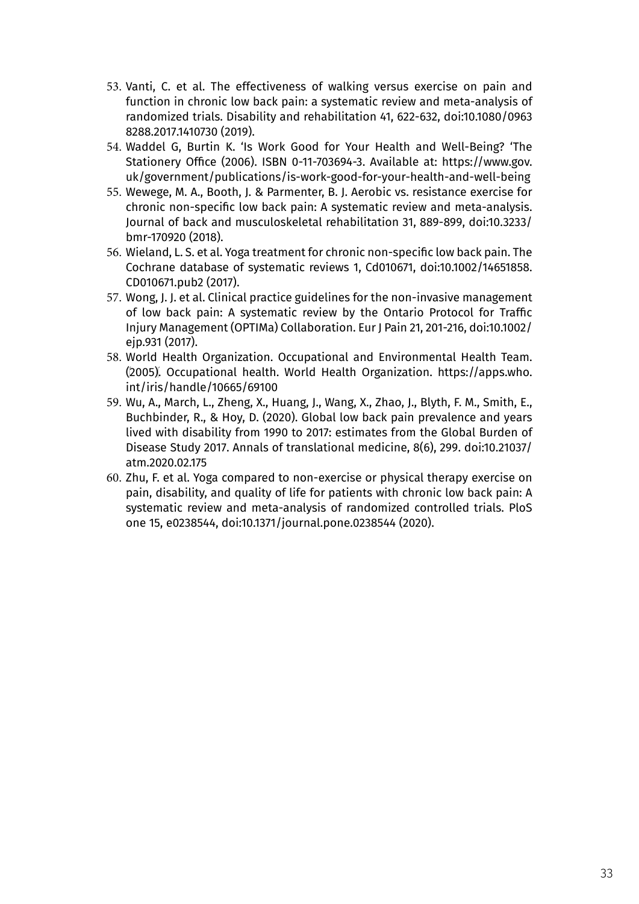53. Vanti, C. et al. The effectiveness of walking versus exercise on pain and function in chronic low back pain: a systematic review and meta-analysis of randomized trials. Disability and rehabilitation 41, 622-632, doi:10.1080/09638288.2017.1410730 (2019).
54. Waddel G, Burtin K. 'Is Work Good for Your Health and Well-Being? 'The Stationery Office (2006). ISBN 0-11-703694-3. Available at: https://www.gov.uk/government/publications/is-work-good-for-your-health-and-well-being
55. Wewege, M. A., Booth, J. & Parmenter, B. J. Aerobic vs. resistance exercise for chronic non-specific low back pain: A systematic review and meta-analysis. Journal of back and musculoskeletal rehabilitation 31, 889-899, doi:10.3233/bmr-170920 (2018).
56. Wieland, L. S. et al. Yoga treatment for chronic non-specific low back pain. The Cochrane database of systematic reviews 1, Cd010671, doi:10.1002/14651858.CD010671.pub2 (2017).
57. Wong, J. J. et al. Clinical practice guidelines for the non-invasive management of low back pain: A systematic review by the Ontario Protocol for Traffic Injury Management (OPTIMa) Collaboration. Eur J Pain 21, 201-216, doi:10.1002/ejp.931 (2017).
58. World Health Organization. Occupational and Environmental Health Team. (2005). Occupational health. World Health Organization. https://apps.who.int/iris/handle/10665/69100
59. Wu, A., March, L., Zheng, X., Huang, J., Wang, X., Zhao, J., Blyth, F. M., Smith, E., Buchbinder, R., & Hoy, D. (2020). Global low back pain prevalence and years lived with disability from 1990 to 2017: estimates from the Global Burden of Disease Study 2017. Annals of translational medicine, 8(6), 299. doi:10.21037/atm.2020.02.175
60. Zhu, F. et al. Yoga compared to non-exercise or physical therapy exercise on pain, disability, and quality of life for patients with chronic low back pain: A systematic review and meta-analysis of randomized controlled trials. PloS one 15, e0238544, doi:10.1371/journal.pone.0238544 (2020).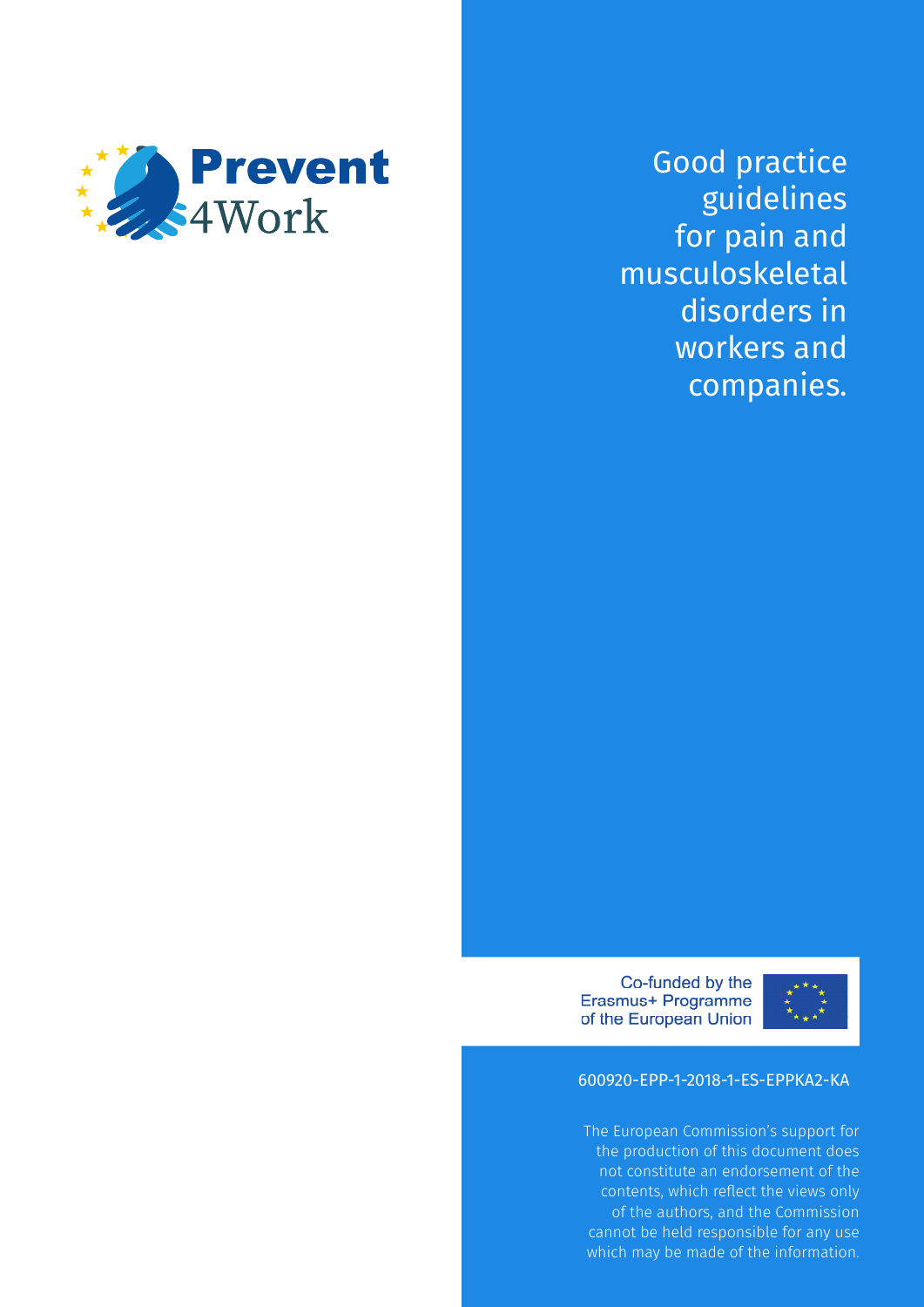Prevent 4Work

Good practice guidelines for pain and musculoskeletal disorders in workers and companies.

Co-funded by the Erasmus+ Programme of the European Union

600920-EPP-1-2018-1-ES-EPPKA2-KA

The European Commission's support for the production of this document does not constitute an endorsement of the contents, which reflect the views only of the authors, and the Commission cannot be held responsible for any use which may be made of the information.